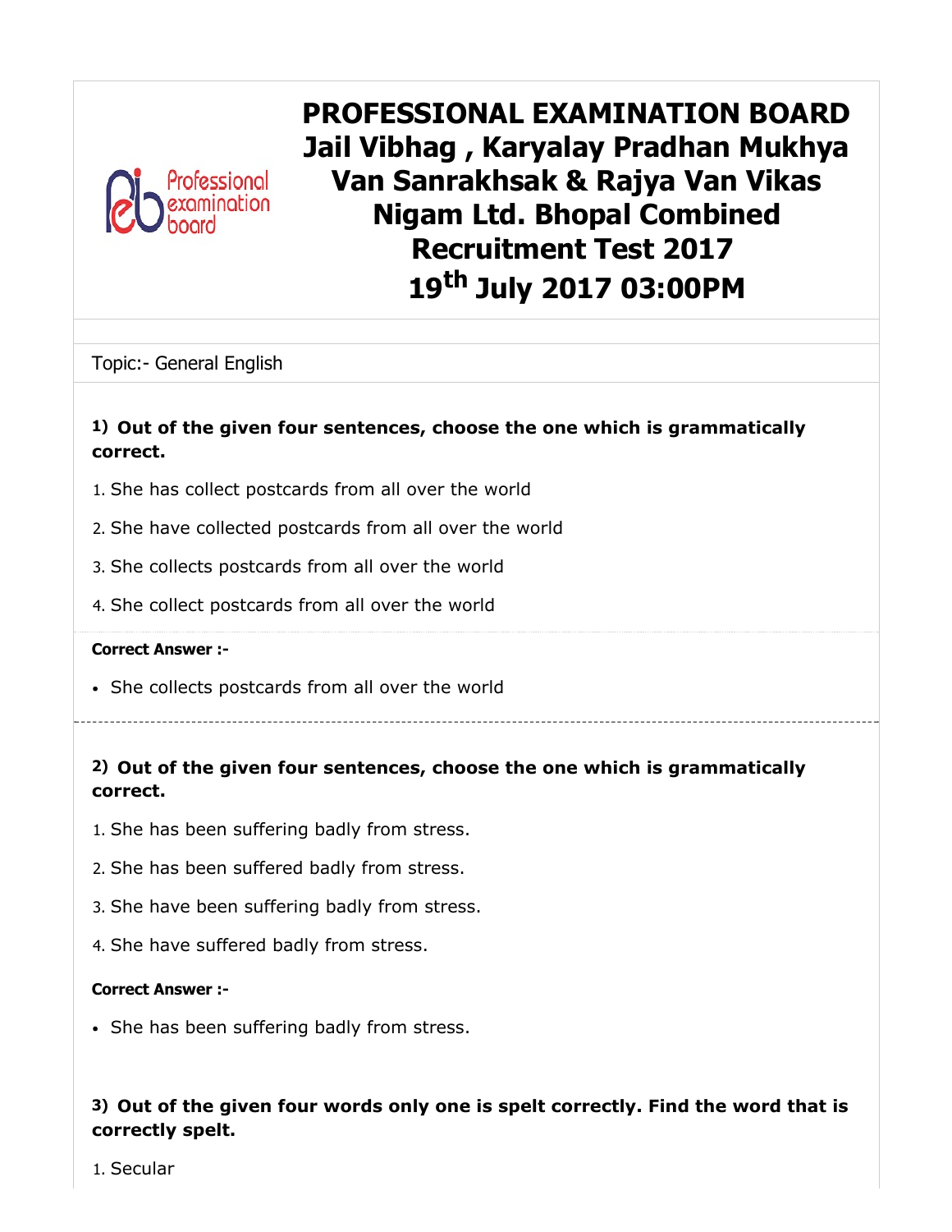# PROFESSIONAL EXAMINATION BOARD Jail Vibhag , Karyalay Pradhan Mukhya Van Sanrakhsak & Rajya Van Vikas Nigam Ltd. Bhopal Combined Recruitment Test 2017 19th July 2017 03:00PM

Topic:- General English

**1) Out of the given four sentences, choose the one which is grammatically correct.**

1. She has collect postcards from all over the world
2. She have collected postcards from all over the world
3. She collects postcards from all over the world
4. She collect postcards from all over the world

**Correct Answer :-**

- She collects postcards from all over the world

---

**2) Out of the given four sentences, choose the one which is grammatically correct.**

1. She has been suffering badly from stress.
2. She has been suffered badly from stress.
3. She have been suffering badly from stress.
4. She have suffered badly from stress.

**Correct Answer :-**

- She has been suffering badly from stress.

**3) Out of the given four words only one is spelt correctly. Find the word that is correctly spelt.**

1. Secular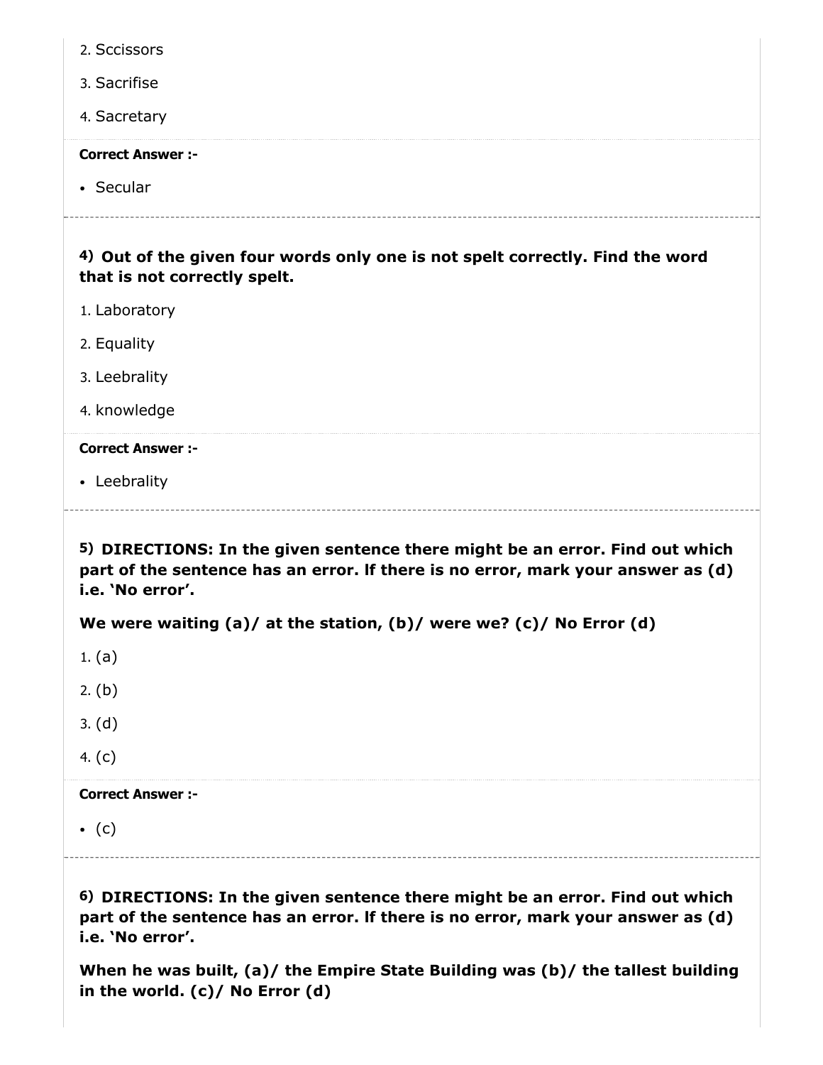2. Sccissors
3. Sacrifise
4. Sacretary

**Correct Answer :-**

- Secular

---

**4) Out of the given four words only one is not spelt correctly. Find the word that is not correctly spelt.**

1. Laboratory
2. Equality
3. Leebrality
4. knowledge

**Correct Answer :-**

- Leebrality

---

**5) DIRECTIONS: In the given sentence there might be an error. Find out which part of the sentence has an error. If there is no error, mark your answer as (d) i.e. 'No error'.**

**We were waiting (a)/ at the station, (b)/ were we? (c)/ No Error (d)**

1. (a)
2. (b)
3. (d)
4. (c)

**Correct Answer :-**

- (c)

---

**6) DIRECTIONS: In the given sentence there might be an error. Find out which part of the sentence has an error. If there is no error, mark your answer as (d) i.e. 'No error'.**

**When he was built, (a)/ the Empire State Building was (b)/ the tallest building in the world. (c)/ No Error (d)**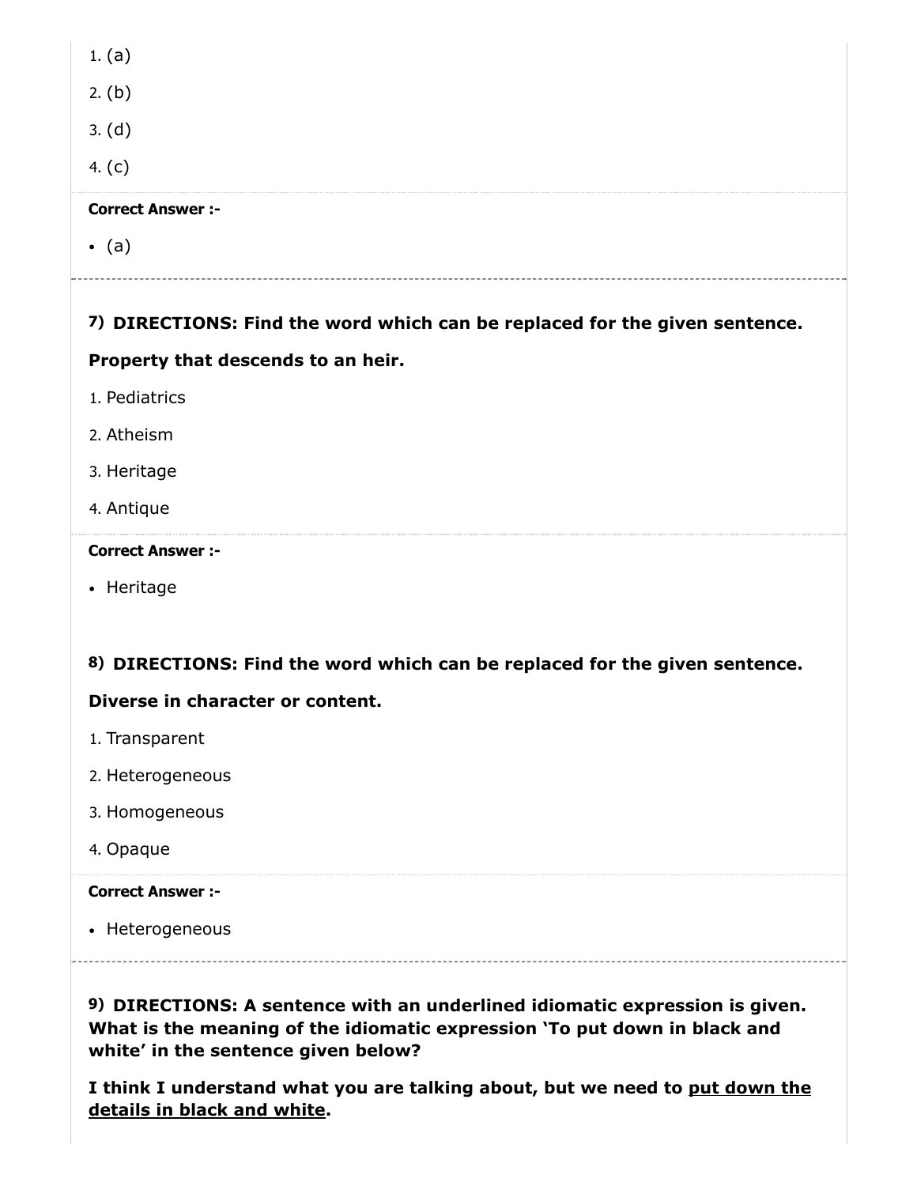1. (a)
2. (b)
3. (d)
4. (c)

**Correct Answer :-**

- (a)

---

**7) DIRECTIONS: Find the word which can be replaced for the given sentence.**

**Property that descends to an heir.**

1. Pediatrics
2. Atheism
3. Heritage
4. Antique

**Correct Answer :-**

- Heritage

**8) DIRECTIONS: Find the word which can be replaced for the given sentence.**

**Diverse in character or content.**

1. Transparent
2. Heterogeneous
3. Homogeneous
4. Opaque

**Correct Answer :-**

- Heterogeneous

---

**9) DIRECTIONS: A sentence with an underlined idiomatic expression is given. What is the meaning of the idiomatic expression 'To put down in black and white' in the sentence given below?**

**I think I understand what you are talking about, but we need to <u>put down the details in black and white</u>.**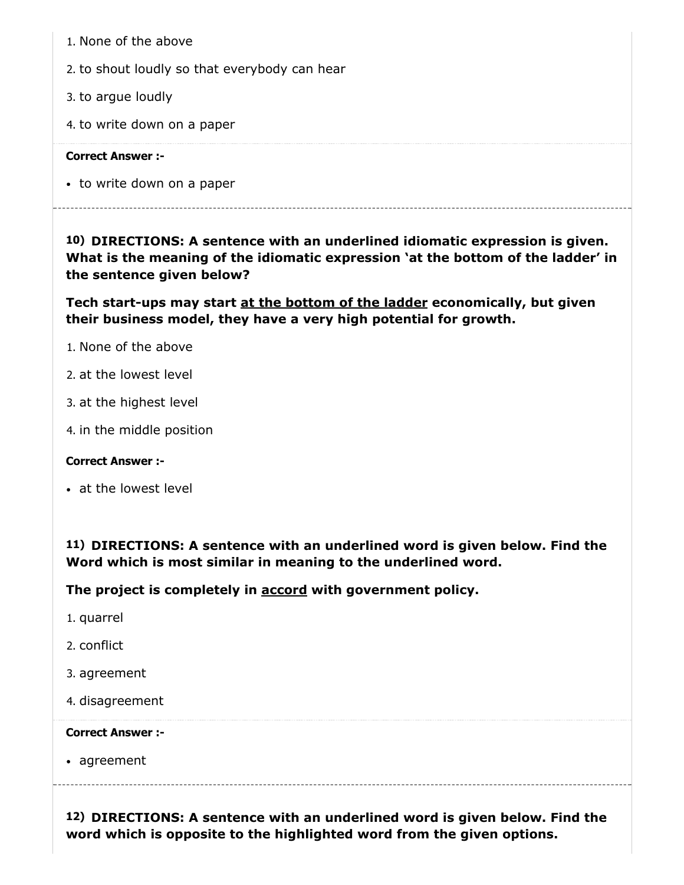1. None of the above
2. to shout loudly so that everybody can hear
3. to argue loudly
4. to write down on a paper

**Correct Answer :-**

- to write down on a paper

---

**10) DIRECTIONS: A sentence with an underlined idiomatic expression is given. What is the meaning of the idiomatic expression 'at the bottom of the ladder' in the sentence given below?**

**Tech start-ups may start <u>at the bottom of the ladder</u> economically, but given their business model, they have a very high potential for growth.**

1. None of the above
2. at the lowest level
3. at the highest level
4. in the middle position

**Correct Answer :-**

- at the lowest level

**11) DIRECTIONS: A sentence with an underlined word is given below. Find the Word which is most similar in meaning to the underlined word.**

**The project is completely in <u>accord</u> with government policy.**

1. quarrel
2. conflict
3. agreement
4. disagreement

**Correct Answer :-**

- agreement

---

**12) DIRECTIONS: A sentence with an underlined word is given below. Find the word which is opposite to the highlighted word from the given options.**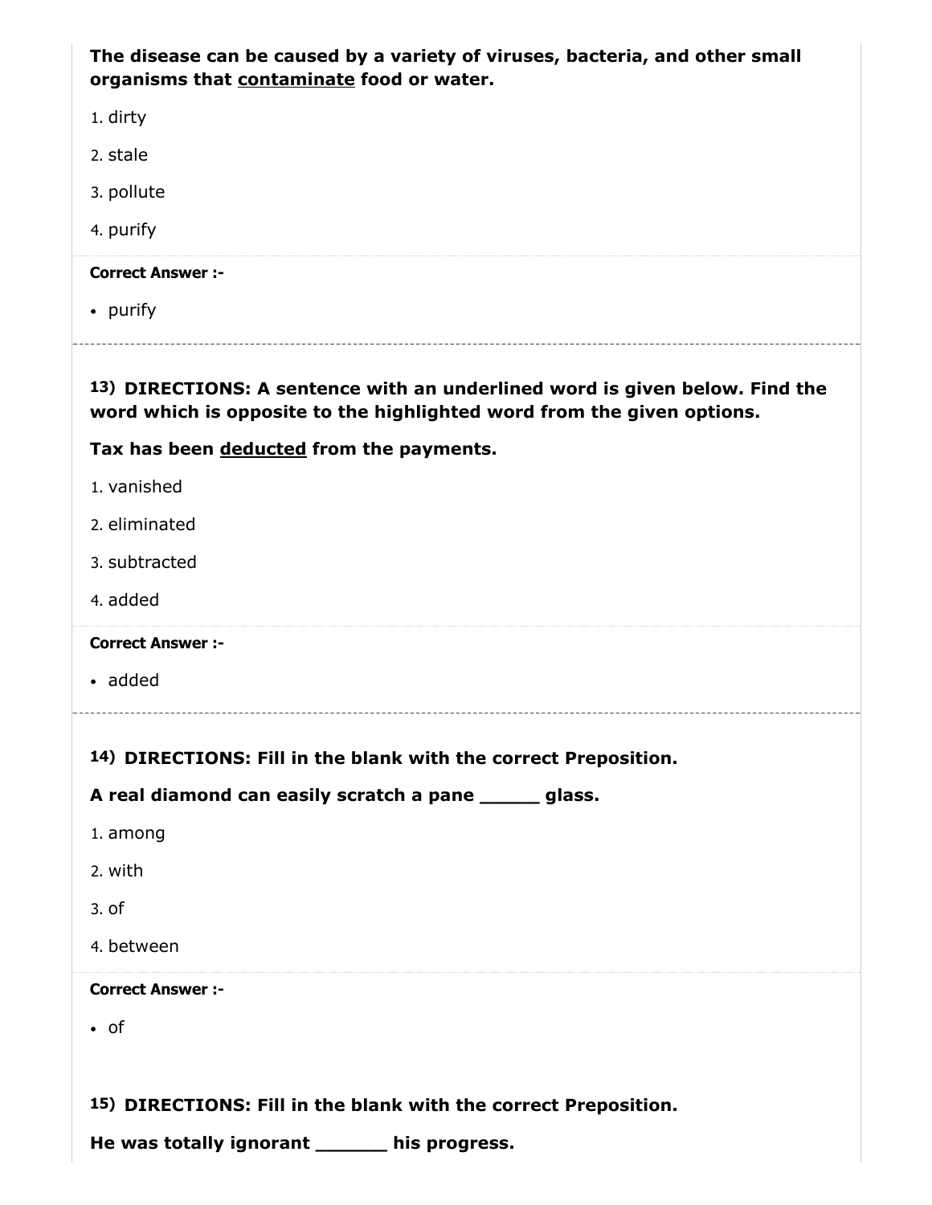**The disease can be caused by a variety of viruses, bacteria, and other small organisms that <u>contaminate</u> food or water.**

1. dirty
2. stale
3. pollute
4. purify

**Correct Answer :-**

- purify

---

**13)** **DIRECTIONS: A sentence with an underlined word is given below. Find the word which is opposite to the highlighted word from the given options.**

**Tax has been <u>deducted</u> from the payments.**

1. vanished
2. eliminated
3. subtracted
4. added

**Correct Answer :-**

- added

---

**14)** **DIRECTIONS: Fill in the blank with the correct Preposition.**

**A real diamond can easily scratch a pane _____ glass.**

1. among
2. with
3. of
4. between

**Correct Answer :-**

- of

**15)** **DIRECTIONS: Fill in the blank with the correct Preposition.**

**He was totally ignorant ______ his progress.**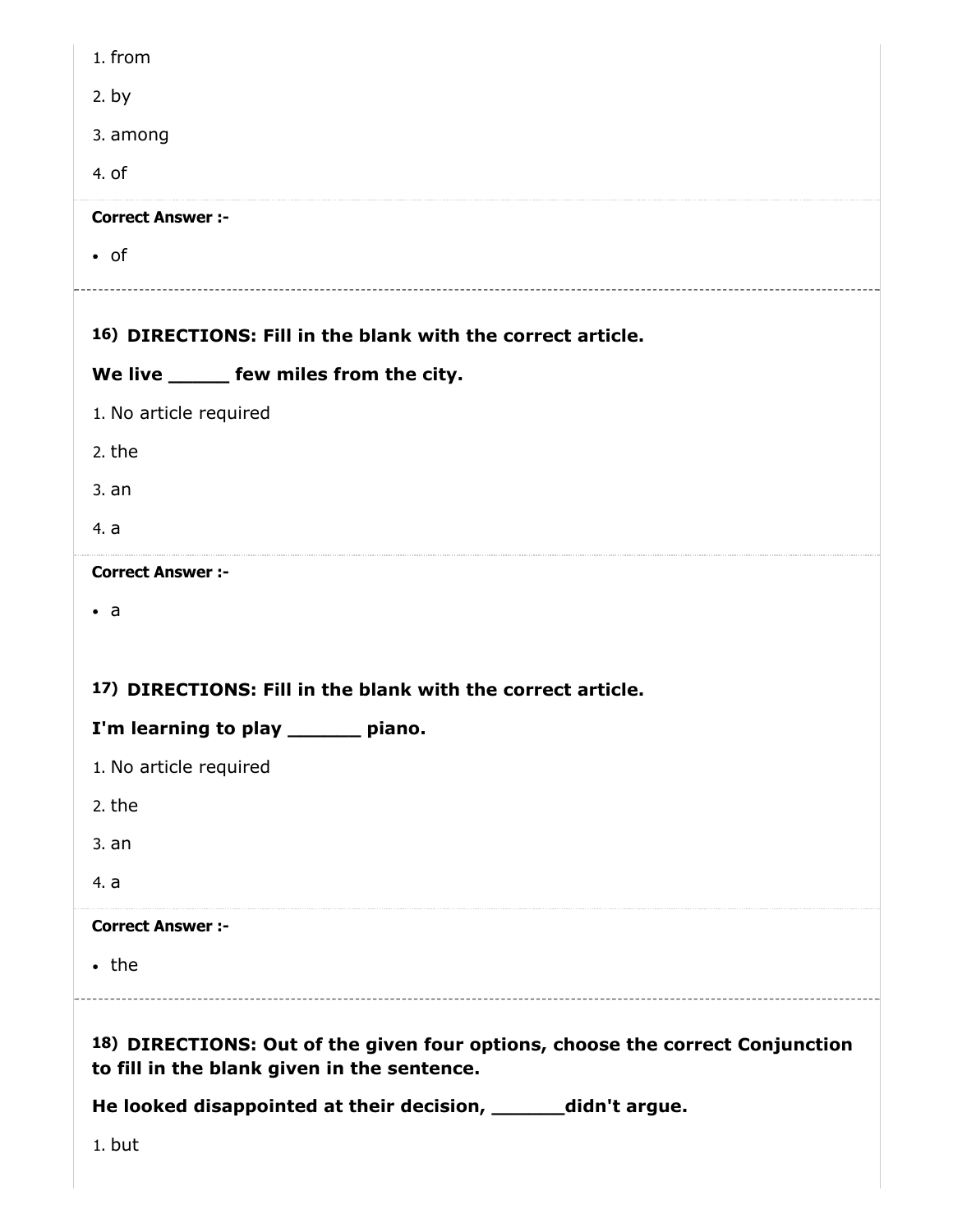1. from
2. by
3. among
4. of

**Correct Answer :-**

- of

---

**16) DIRECTIONS: Fill in the blank with the correct article.**

**We live _____ few miles from the city.**

1. No article required
2. the
3. an
4. a

**Correct Answer :-**

- a

**17) DIRECTIONS: Fill in the blank with the correct article.**

**I'm learning to play ______ piano.**

1. No article required
2. the
3. an
4. a

**Correct Answer :-**

- the

---

**18) DIRECTIONS: Out of the given four options, choose the correct Conjunction to fill in the blank given in the sentence.**

**He looked disappointed at their decision, ______didn't argue.**

1. but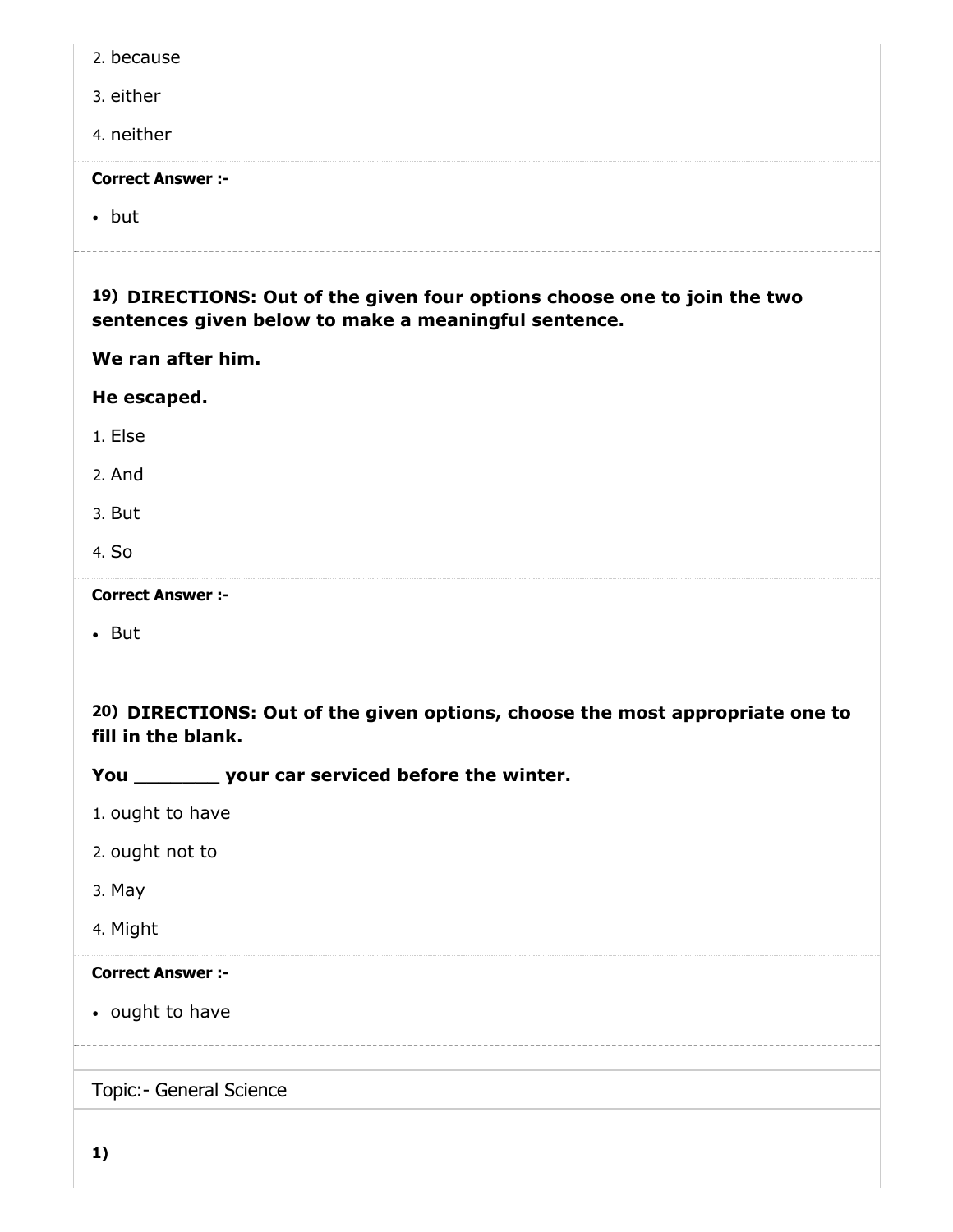2. because

3. either

4. neither

**Correct Answer :-**

- but

---

**19) DIRECTIONS: Out of the given four options choose one to join the two sentences given below to make a meaningful sentence.**

**We ran after him.**

**He escaped.**

1. Else

2. And

3. But

4. So

**Correct Answer :-**

- But

**20) DIRECTIONS: Out of the given options, choose the most appropriate one to fill in the blank.**

**You _______ your car serviced before the winter.**

1. ought to have

2. ought not to

3. May

4. Might

**Correct Answer :-**

- ought to have

---

Topic:- General Science

**1)**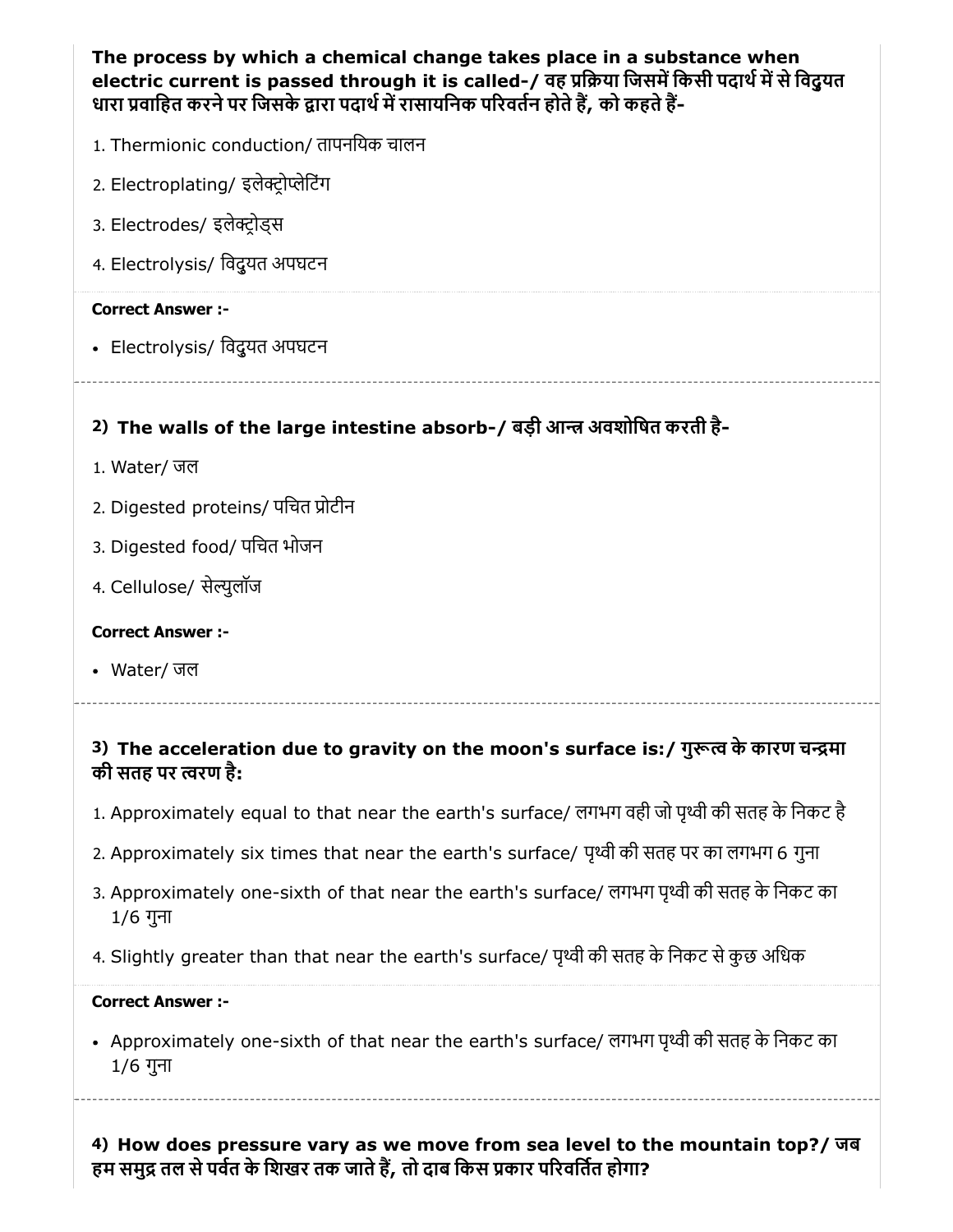**The process by which a chemical change takes place in a substance when electric current is passed through it is called-/ वह प्रक्रिया जिसमें किसी पदार्थ में से विद्युत धारा प्रवाहित करने पर जिसके द्वारा पदार्थ में रासायनिक परिवर्तन होते हैं, को कहते हैं-**

1. Thermionic conduction/ तापनयिक चालन
2. Electroplating/ इलेक्ट्रोप्लेटिंग
3. Electrodes/ इलेक्ट्रोड्स
4. Electrolysis/ विद्युयत अपघटन

**Correct Answer :-**

- Electrolysis/ विद्युयत अपघटन

---

### 2) The walls of the large intestine absorb-/ बड़ी आन्त्र अवशोषित करती है-

1. Water/ जल
2. Digested proteins/ पचित प्रोटीन
3. Digested food/ पचित भोजन
4. Cellulose/ सेल्युलॉज

**Correct Answer :-**

- Water/ जल

---

### 3) The acceleration due to gravity on the moon's surface is:/ गुरूत्व के कारण चन्द्रमा की सतह पर त्वरण है:

1. Approximately equal to that near the earth's surface/ लगभग वही जो पृथ्वी की सतह के निकट है
2. Approximately six times that near the earth's surface/ पृथ्वी की सतह पर का लगभग 6 गुना
3. Approximately one-sixth of that near the earth's surface/ लगभग पृथ्वी की सतह के निकट का 1/6 गुना
4. Slightly greater than that near the earth's surface/ पृथ्वी की सतह के निकट से कुछ अधिक

**Correct Answer :-**

- Approximately one-sixth of that near the earth's surface/ लगभग पृथ्वी की सतह के निकट का 1/6 गुना

---

### 4) How does pressure vary as we move from sea level to the mountain top?/ जब हम समुद्र तल से पर्वत के शिखर तक जाते हैं, तो दाब किस प्रकार परिवर्तित होगा?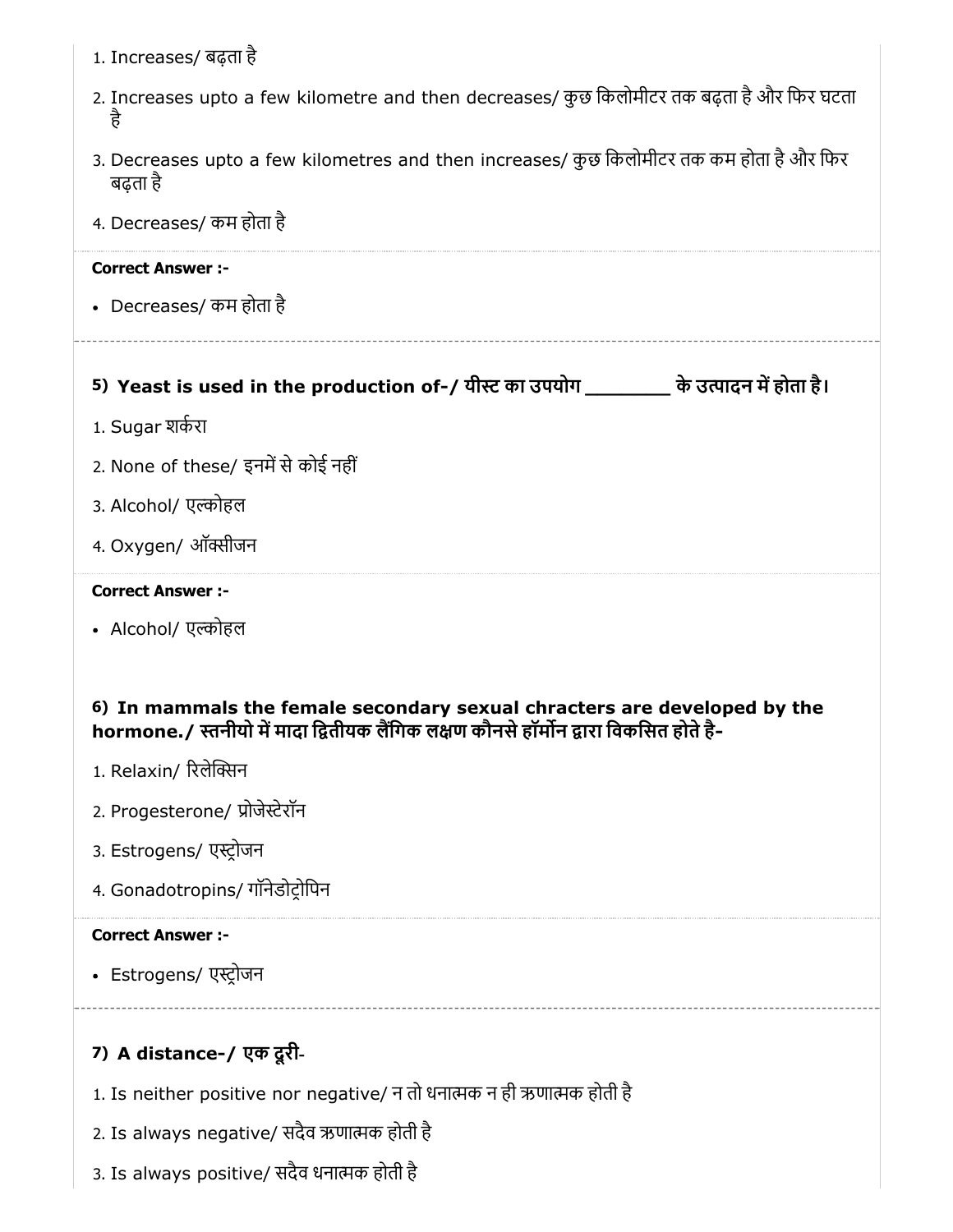1. Increases/ बढ़ता है
2. Increases upto a few kilometre and then decreases/ कुछ किलोमीटर तक बढ़ता है और फिर घटता है
3. Decreases upto a few kilometres and then increases/ कुछ किलोमीटर तक कम होता है और फिर बढ़ता है
4. Decreases/ कम होता है

**Correct Answer :-**

- Decreases/ कम होता है

---

### 5) Yeast is used in the production of-/ यीस्ट का उपयोग ________ के उत्पादन में होता है।

1. Sugar शर्करा
2. None of these/ इनमें से कोई नहीं
3. Alcohol/ एल्कोहल
4. Oxygen/ ऑक्सीजन

**Correct Answer :-**

- Alcohol/ एल्कोहल

### 6) In mammals the female secondary sexual chracters are developed by the hormone./ स्तनीयो में मादा द्वितीयक लैंगिक लक्षण कौनसे हॉर्मोन द्वारा विकसित होते है-

1. Relaxin/ रिलेक्सिन
2. Progesterone/ प्रोजेस्टेरॉन
3. Estrogens/ एस्ट्रोजन
4. Gonadotropins/ गॉनेडोट्रोपिन

**Correct Answer :-**

- Estrogens/ एस्ट्रोजन

---

### 7) A distance-/ एक दूरी-

1. Is neither positive nor negative/ न तो धनात्मक न ही ऋणात्मक होती है
2. Is always negative/ सदैव ऋणात्मक होती है
3. Is always positive/ सदैव धनात्मक होती है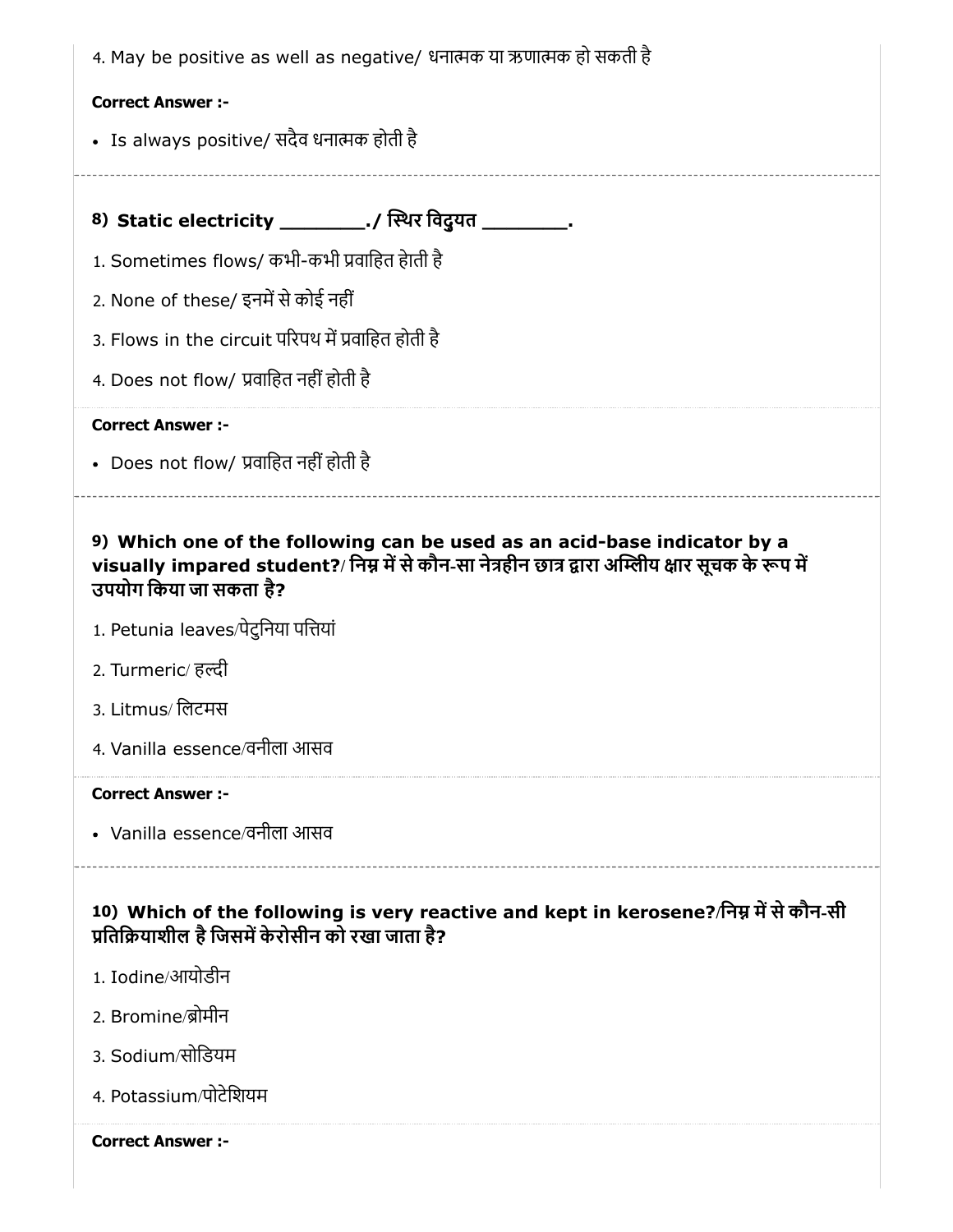4. May be positive as well as negative/ धनात्मक या ऋणात्मक हो सकती है

**Correct Answer :-**

- Is always positive/ सदैव धनात्मक होती है

---

**8) Static electricity ________./ स्थिर विदुयत ________.**

1. Sometimes flows/ कभी-कभी प्रवाहित हेाती है
2. None of these/ इनमें से कोई नहीं
3. Flows in the circuit परिपथ में प्रवाहित होती है
4. Does not flow/ प्रवाहित नहीं होती है

**Correct Answer :-**

- Does not flow/ प्रवाहित नहीं होती है

---

**9) Which one of the following can be used as an acid-base indicator by a visually impared student?/ निम्न में से कौन-सा नेत्रहीन छात्र द्वारा अम्लीय क्षार सूचक के रूप में उपयोग किया जा सकता है?**

1. Petunia leaves/पेटुनिया पत्तियां
2. Turmeric/ हल्दी
3. Litmus/ लिटमस
4. Vanilla essence/वनीला आसव

**Correct Answer :-**

- Vanilla essence/वनीला आसव

---

**10) Which of the following is very reactive and kept in kerosene?/निम्न में से कौन-सी प्रतिक्रियाशील है जिसमें केरोसीन को रखा जाता है?**

1. Iodine/आयोडीन
2. Bromine/ब्रोमीन
3. Sodium/सोडियम
4. Potassium/पोटेशियम

**Correct Answer :-**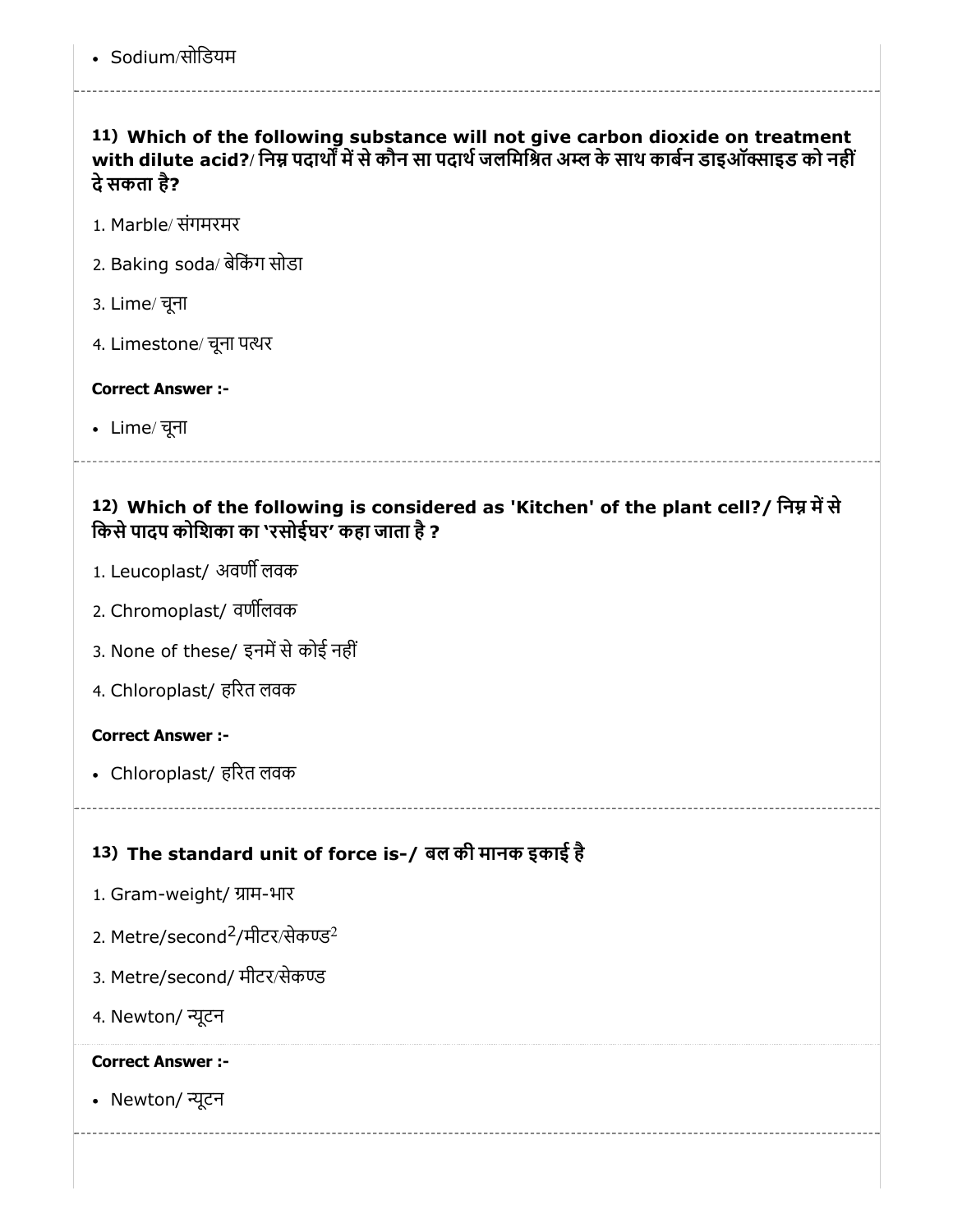- Sodium/सोडियम

---

**11) Which of the following substance will not give carbon dioxide on treatment with dilute acid?/ निम्न पदार्थों में से कौन सा पदार्थ जलमिश्रित अम्ल के साथ कार्बन डाइऑक्साइड को नहीं दे सकता है?**

1. Marble/ संगमरमर
2. Baking soda/ बेकिंग सोडा
3. Lime/ चूना
4. Limestone/ चूना पत्थर

**Correct Answer :-**

- Lime/ चूना

---

**12) Which of the following is considered as 'Kitchen' of the plant cell?/ निम्न में से किसे पादप कोशिका का 'रसोईघर' कहा जाता है ?**

1. Leucoplast/ अवर्णी लवक
2. Chromoplast/ वर्णीलवक
3. None of these/ इनमें से कोई नहीं
4. Chloroplast/ हरित लवक

**Correct Answer :-**

- Chloroplast/ हरित लवक

---

**13) The standard unit of force is-/ बल की मानक इकाई है**

1. Gram-weight/ ग्राम-भार
2. Metre/second$^2$/मीटर/सेकण्ड$^2$
3. Metre/second/ मीटर/सेकण्ड
4. Newton/ न्यूटन

**Correct Answer :-**

- Newton/ न्यूटन

---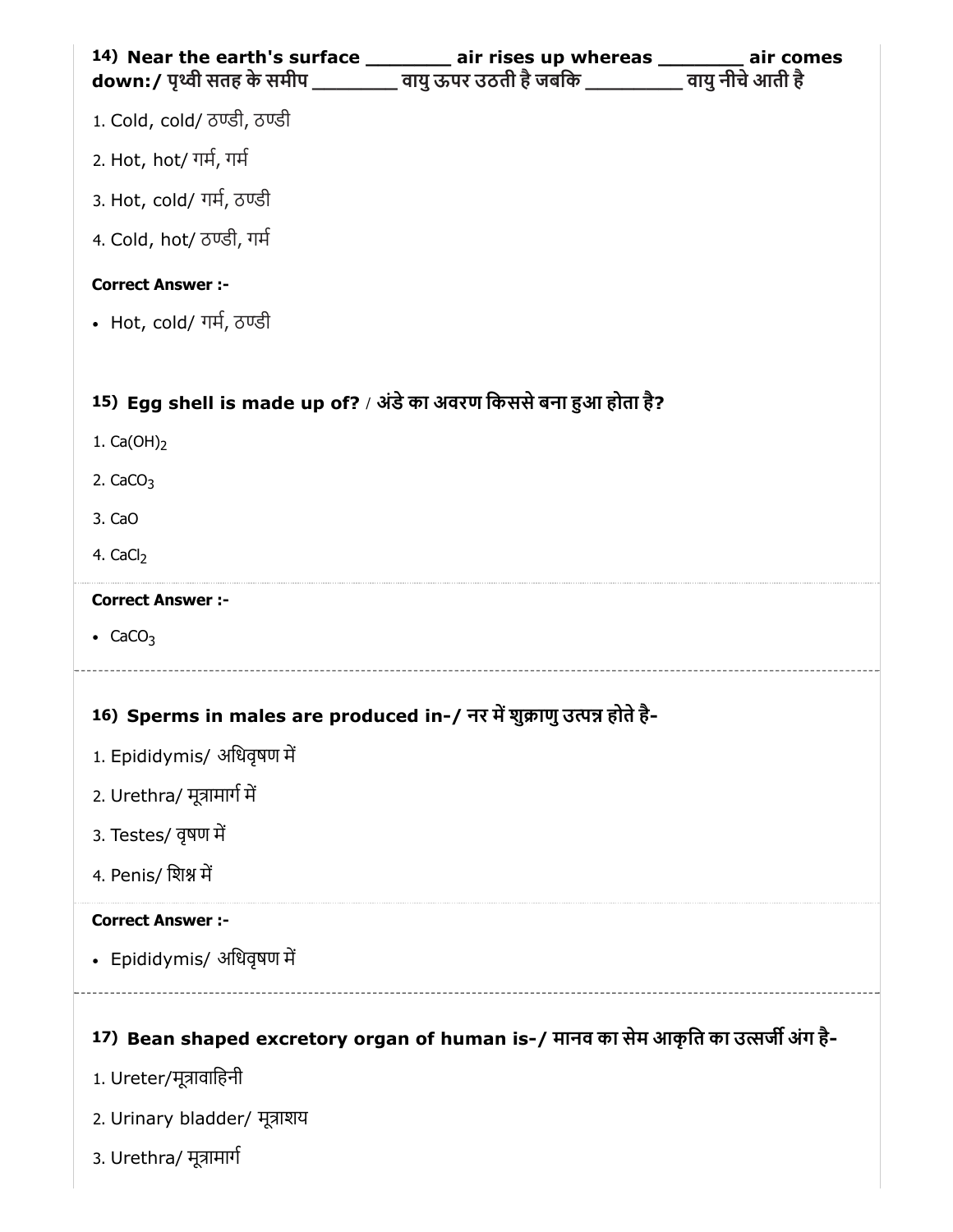**14) Near the earth's surface ________ air rises up whereas ________ air comes down:/ पृथ्वी सतह के समीप ________ वायु ऊपर उठती है जबकि _________ वायु नीचे आती है**

1. Cold, cold/ ठण्डी, ठण्डी
2. Hot, hot/ गर्म, गर्म
3. Hot, cold/ गर्म, ठण्डी
4. Cold, hot/ ठण्डी, गर्म

**Correct Answer :-**

- Hot, cold/ गर्म, ठण्डी

**15) Egg shell is made up of? / अंडे का अवरण किससे बना हुआ होता है?**

1. $Ca(OH)_2$
2. $CaCO_3$
3. CaO
4. $CaCl_2$

**Correct Answer :-**

- $CaCO_3$

**16) Sperms in males are produced in-/ नर में शुक्राणु उत्पन्न होते है-**

1. Epididymis/ अधिवृषण में
2. Urethra/ मूत्रामार्ग में
3. Testes/ वृषण में
4. Penis/ शिश्न में

**Correct Answer :-**

- Epididymis/ अधिवृषण में

**17) Bean shaped excretory organ of human is-/ मानव का सेम आकृति का उत्सर्जी अंग है-**

1. Ureter/मूत्रावाहिनी
2. Urinary bladder/ मूत्राशय
3. Urethra/ मूत्रामार्ग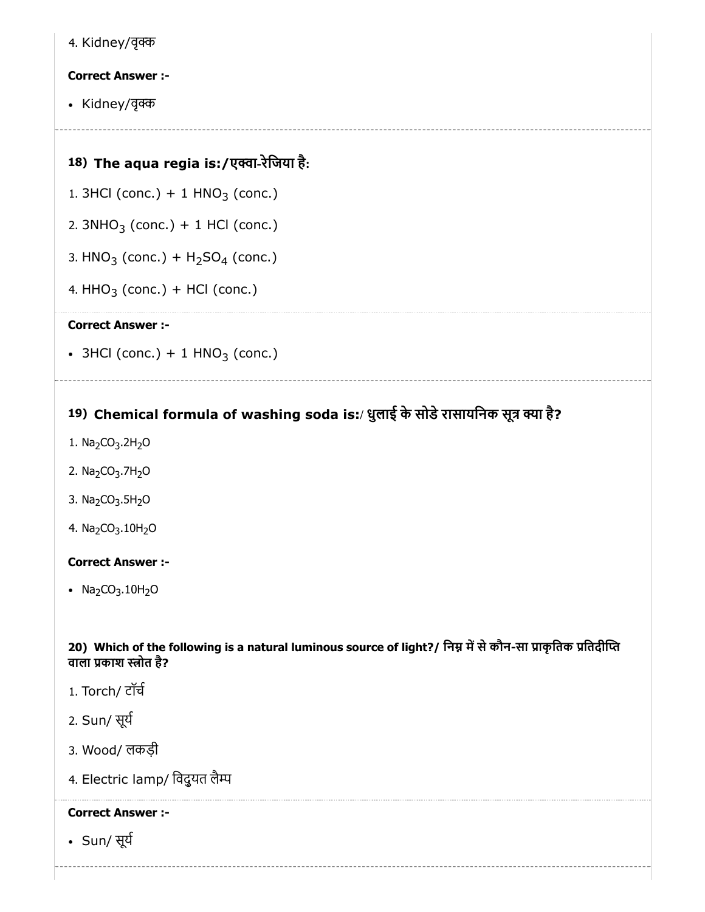4. Kidney/वृक्क

**Correct Answer :-**

- Kidney/वृक्क

---

**18) The aqua regia is:/एक्वा-रेजिया है:**

1. 3HCl (conc.) + 1 $HNO_3$ (conc.)
2. 3$NHO_3$ (conc.) + 1 HCl (conc.)
3. $HNO_3$ (conc.) + $H_2SO_4$ (conc.)
4. $HHO_3$ (conc.) + HCl (conc.)

**Correct Answer :-**

- 3HCl (conc.) + 1 $HNO_3$ (conc.)

---

**19) Chemical formula of washing soda is:/ धुलाई के सोडे रासायनिक सूत्र क्या है?**

1. $Na_2CO_3.2H_2O$
2. $Na_2CO_3.7H_2O$
3. $Na_2CO_3.5H_2O$
4. $Na_2CO_3.10H_2O$

**Correct Answer :-**

- $Na_2CO_3.10H_2O$

---

**20) Which of the following is a natural luminous source of light?/ निम्न में से कौन-सा प्राकृतिक प्रतिदीप्ति वाला प्रकाश स्त्रोत है?**

1. Torch/ टॉर्च
2. Sun/ सूर्य
3. Wood/ लकड़ी
4. Electric lamp/ विदुयत लैम्प

**Correct Answer :-**

- Sun/ सूर्य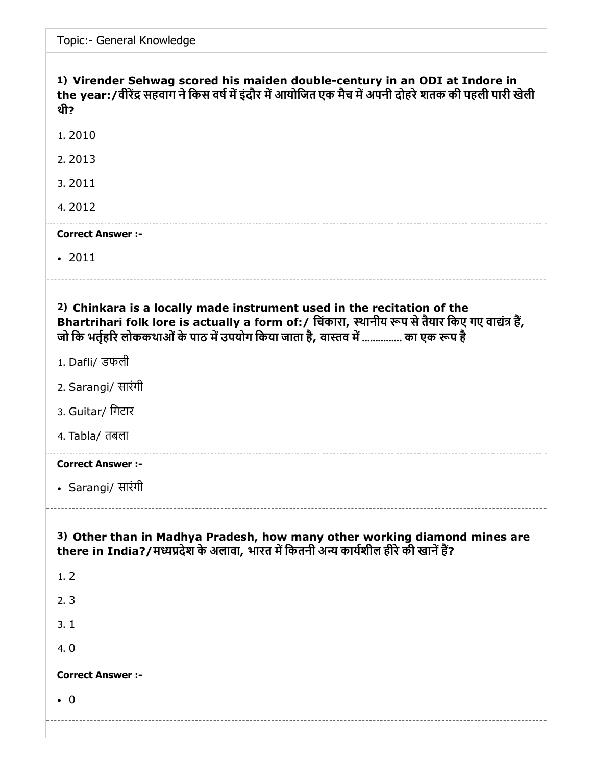Topic:- General Knowledge

**1) Virender Sehwag scored his maiden double-century in an ODI at Indore in the year:/वीरेंद्र सहवाग ने किस वर्ष में इंदौर में आयोजित एक मैच में अपनी दोहरे शतक की पहली पारी खेली थी?**

1. 2010
2. 2013
3. 2011
4. 2012

**Correct Answer :-**

- 2011

**2) Chinkara is a locally made instrument used in the recitation of the Bhartrihari folk lore is actually a form of:/ चिंकारा, स्थानीय रूप से तैयार किए गए वाद्यंत्र हैं, जो कि भर्तृहरि लोककथाओं के पाठ में उपयोग किया जाता है, वास्तव में .............. का एक रूप है**

1. Dafli/ डफली
2. Sarangi/ सारंगी
3. Guitar/ गिटार
4. Tabla/ तबला

**Correct Answer :-**

- Sarangi/ सारंगी

**3) Other than in Madhya Pradesh, how many other working diamond mines are there in India?/मध्यप्रदेश के अलावा, भारत में कितनी अन्य कार्यशील हीरे की खानें हैं?**

1. 2
2. 3
3. 1
4. 0

**Correct Answer :-**

- 0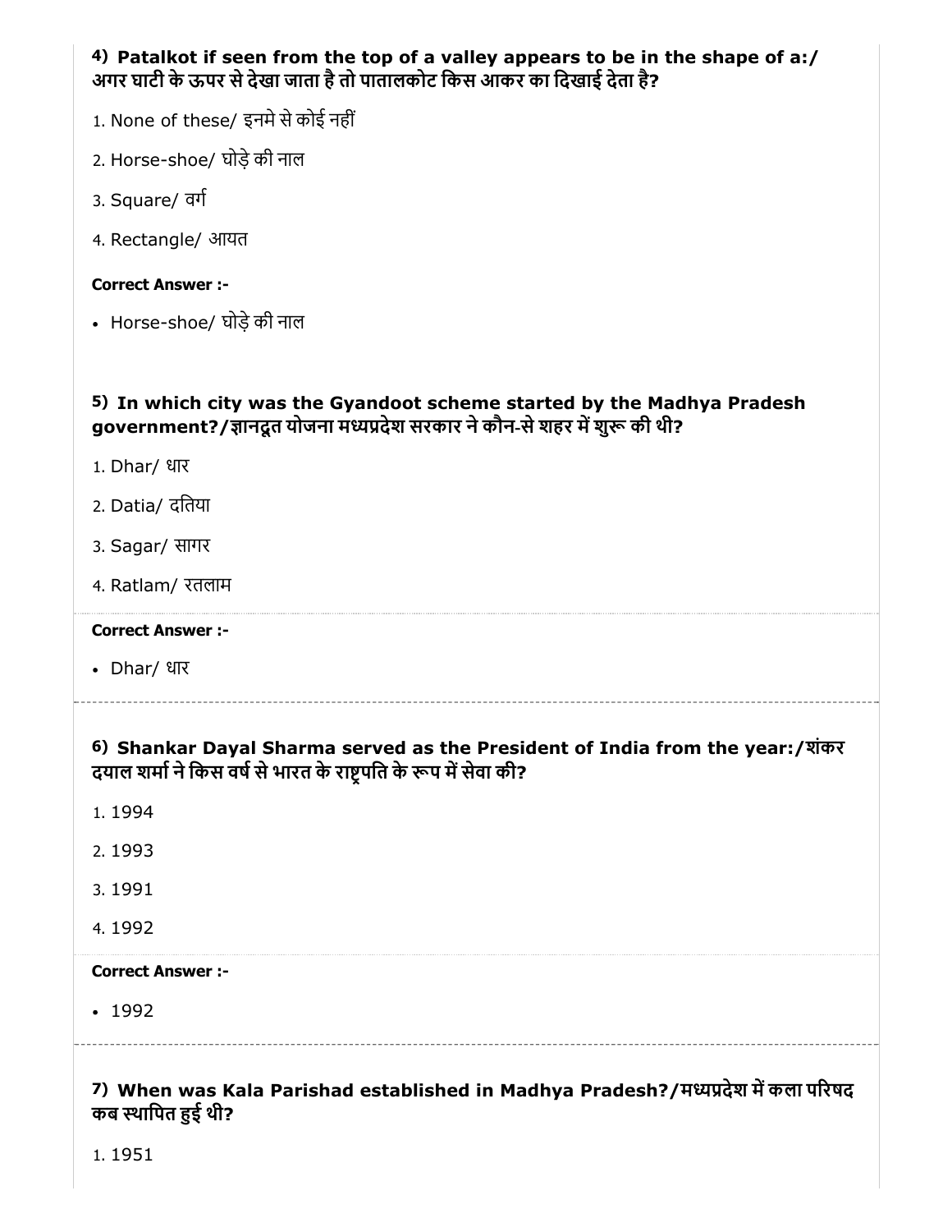**4) Patalkot if seen from the top of a valley appears to be in the shape of a:/ अगर घाटी के ऊपर से देखा जाता है तो पातालकोट किस आकर का दिखाई देता है?**

1. None of these/ इनमे से कोई नहीं
2. Horse-shoe/ घोड़े की नाल
3. Square/ वर्ग
4. Rectangle/ आयत

**Correct Answer :-**

- Horse-shoe/ घोड़े की नाल

**5) In which city was the Gyandoot scheme started by the Madhya Pradesh government?/ज्ञानदूत योजना मध्यप्रदेश सरकार ने कौन-से शहर में शुरू की थी?**

1. Dhar/ धार
2. Datia/ दतिया
3. Sagar/ सागर
4. Ratlam/ रतलाम

**Correct Answer :-**

- Dhar/ धार

**6) Shankar Dayal Sharma served as the President of India from the year:/शंकर दयाल शर्मा ने किस वर्ष से भारत के राष्ट्रपति के रूप में सेवा की?**

1. 1994
2. 1993
3. 1991
4. 1992

**Correct Answer :-**

- 1992

**7) When was Kala Parishad established in Madhya Pradesh?/मध्यप्रदेश में कला परिषद कब स्थापित हुई थी?**

1. 1951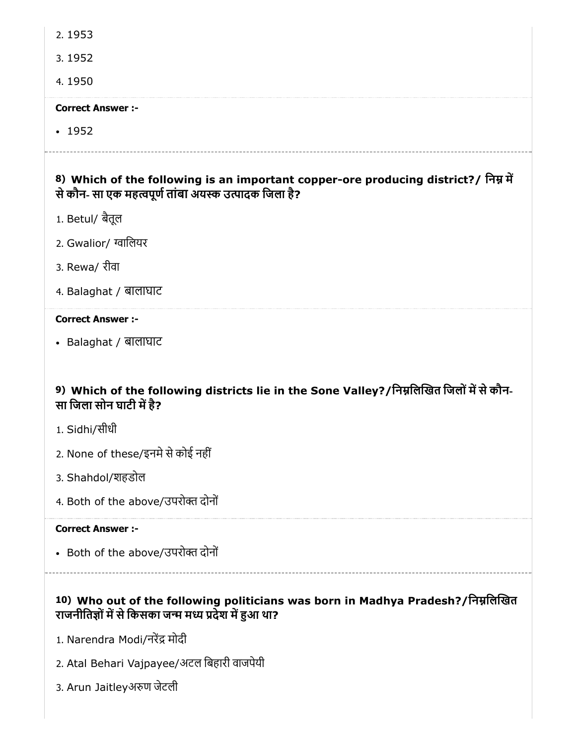2. 1953

3. 1952

4. 1950

**Correct Answer :-**

- 1952

### 8) Which of the following is an important copper-ore producing district?/ निम्न में से कौन- सा एक महत्वपूर्ण तांबा अयस्क उत्पादक जिला है?

1. Betul/ बैतूल

2. Gwalior/ ग्वालियर

3. Rewa/ रीवा

4. Balaghat / बालाघाट

**Correct Answer :-**

- Balaghat / बालाघाट

### 9) Which of the following districts lie in the Sone Valley?/निम्नलिखित जिलों में से कौन- सा जिला सोन घाटी में है?

1. Sidhi/सीधी

2. None of these/इनमे से कोई नहीं

3. Shahdol/शहडोल

4. Both of the above/उपरोक्त दोनों

**Correct Answer :-**

- Both of the above/उपरोक्त दोनों

### 10) Who out of the following politicians was born in Madhya Pradesh?/निम्नलिखित राजनीतिज्ञों में से किसका जन्म मध्य प्रदेश में हुआ था?

1. Narendra Modi/नरेंद्र मोदी

2. Atal Behari Vajpayee/अटल बिहारी वाजपेयी

3. Arun Jaitleyअरुण जेटली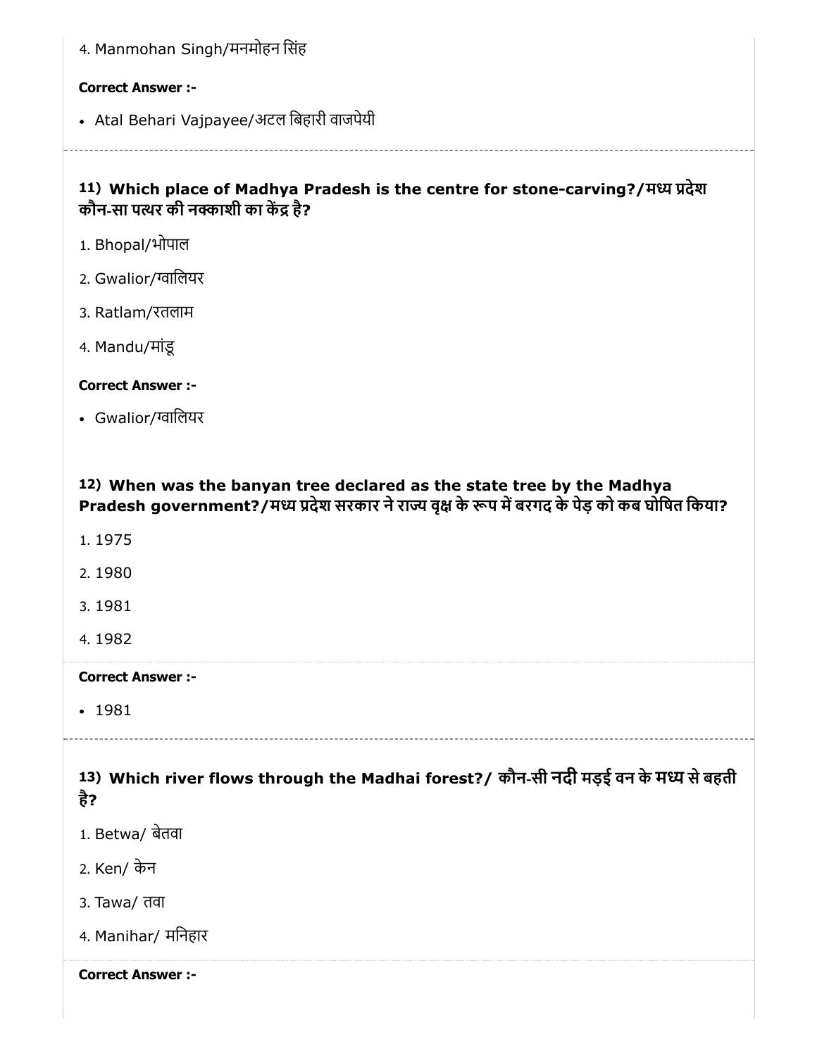4. Manmohan Singh/मनमोहन सिंह

**Correct Answer :-**

- Atal Behari Vajpayee/अटल बिहारी वाजपेयी

**11) Which place of Madhya Pradesh is the centre for stone-carving?/मध्य प्रदेश कौन-सा पत्थर की नक्काशी का केंद्र है?**

1. Bhopal/भोपाल
2. Gwalior/ग्वालियर
3. Ratlam/रतलाम
4. Mandu/मांडू

**Correct Answer :-**

- Gwalior/ग्वालियर

**12) When was the banyan tree declared as the state tree by the Madhya Pradesh government?/मध्य प्रदेश सरकार ने राज्य वृक्ष के रूप में बरगद के पेड़ को कब घोषित किया?**

1. 1975
2. 1980
3. 1981
4. 1982

**Correct Answer :-**

- 1981

**13) Which river flows through the Madhai forest?/ कौन-सी नदी मड़ई वन के मध्य से बहती है?**

1. Betwa/ बेतवा
2. Ken/ केन
3. Tawa/ तवा
4. Manihar/ मनिहार

**Correct Answer :-**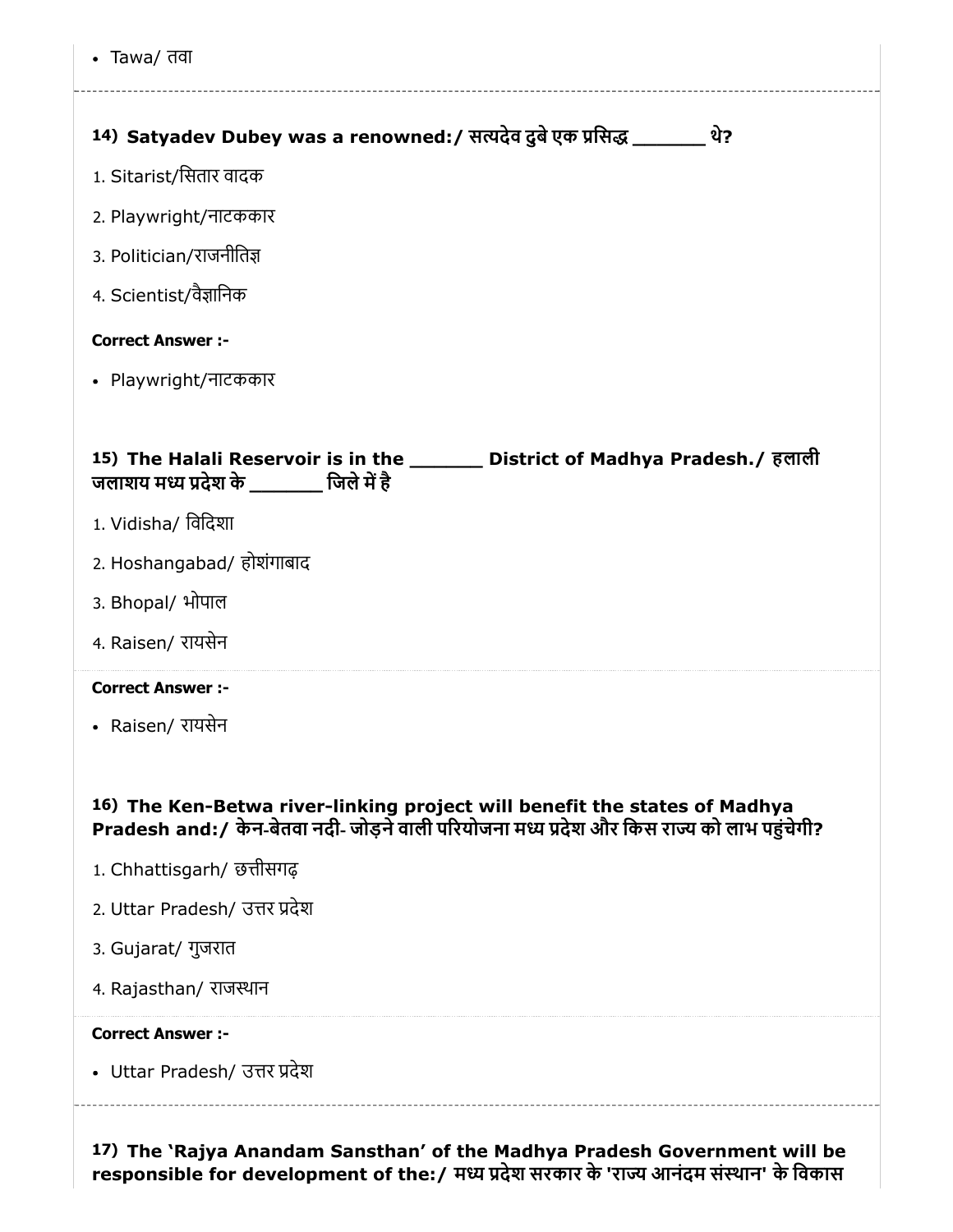- Tawa/ तवा

### 14) Satyadev Dubey was a renowned:/ सत्यदेव दुबे एक प्रसिद्ध _______ थे?

1. Sitarist/सितार वादक
2. Playwright/नाटककार
3. Politician/राजनीतिज्ञ
4. Scientist/वैज्ञानिक

**Correct Answer :-**

- Playwright/नाटककार

### 15) The Halali Reservoir is in the _______ District of Madhya Pradesh./ हलाली जलाशय मध्य प्रदेश के _______ जिले में है

1. Vidisha/ विदिशा
2. Hoshangabad/ होशंगाबाद
3. Bhopal/ भोपाल
4. Raisen/ रायसेन

**Correct Answer :-**

- Raisen/ रायसेन

### 16) The Ken-Betwa river-linking project will benefit the states of Madhya Pradesh and:/ केन-बेतवा नदी- जोड़ने वाली परियोजना मध्य प्रदेश और किस राज्य को लाभ पहुंचेगी?

1. Chhattisgarh/ छत्तीसगढ़
2. Uttar Pradesh/ उत्तर प्रदेश
3. Gujarat/ गुजरात
4. Rajasthan/ राजस्थान

**Correct Answer :-**

- Uttar Pradesh/ उत्तर प्रदेश

### 17) The 'Rajya Anandam Sansthan' of the Madhya Pradesh Government will be responsible for development of the:/ मध्य प्रदेश सरकार के 'राज्य आनंदम संस्थान' के विकास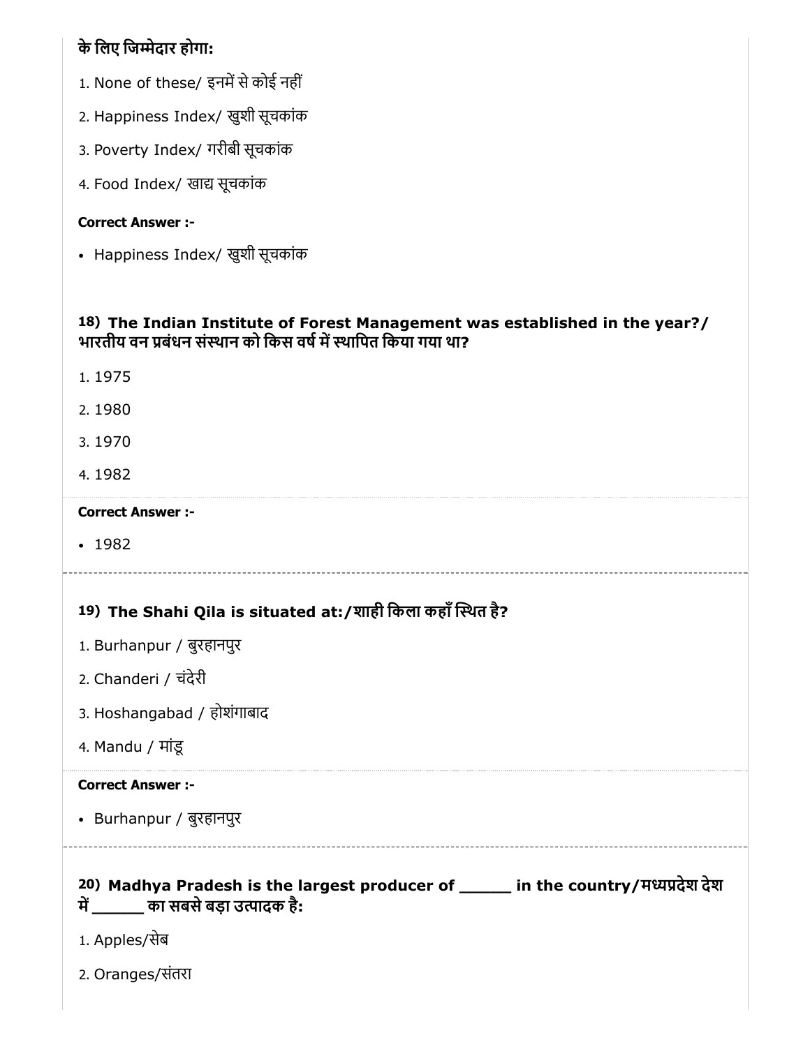**के लिए जिम्मेदार होगा:**

1. None of these/ इनमें से कोई नहीं
2. Happiness Index/ खुशी सूचकांक
3. Poverty Index/ गरीबी सूचकांक
4. Food Index/ खाद्य सूचकांक

**Correct Answer :-**

- Happiness Index/ खुशी सूचकांक

**18) The Indian Institute of Forest Management was established in the year?/ भारतीय वन प्रबंधन संस्थान को किस वर्ष में स्थापित किया गया था?**

1. 1975
2. 1980
3. 1970
4. 1982

**Correct Answer :-**

- 1982

---

**19) The Shahi Qila is situated at:/शाही किला कहाँ स्थित है?**

1. Burhanpur / बुरहानपुर
2. Chanderi / चंदेरी
3. Hoshangabad / होशंगाबाद
4. Mandu / मांडू

**Correct Answer :-**

- Burhanpur / बुरहानपुर

---

**20) Madhya Pradesh is the largest producer of ______ in the country/मध्यप्रदेश देश में ______ का सबसे बड़ा उत्पादक है:**

1. Apples/सेब
2. Oranges/संतरा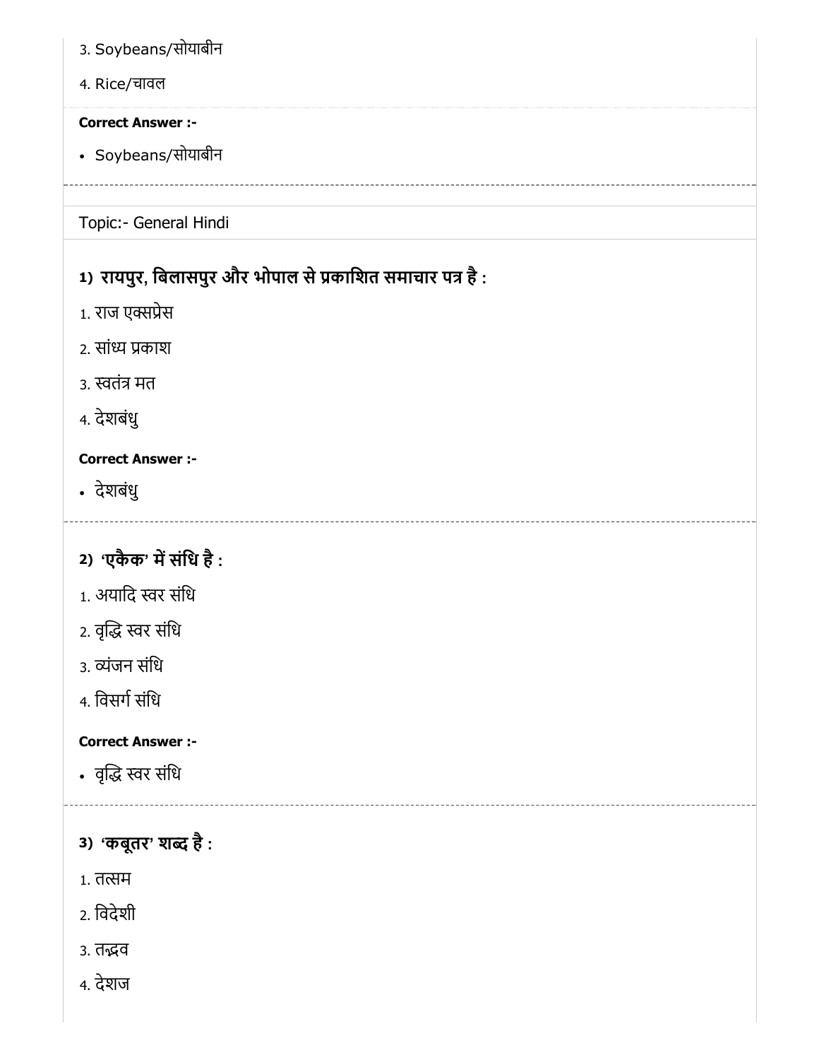3. Soybeans/सोयाबीन

4. Rice/चावल

**Correct Answer :-**

- Soybeans/सोयाबीन

Topic:- General Hindi

### 1) रायपुर, बिलासपुर और भोपाल से प्रकाशित समाचार पत्र है :

1. राज एक्सप्रेस

2. सांध्य प्रकाश

3. स्वतंत्र मत

4. देशबंधु

**Correct Answer :-**

- देशबंधु

### 2) 'एकैक' में संधि है :

1. अयादि स्वर संधि

2. वृद्धि स्वर संधि

3. व्यंजन संधि

4. विसर्ग संधि

**Correct Answer :-**

- वृद्धि स्वर संधि

### 3) 'कबूतर' शब्द है :

1. तत्सम

2. विदेशी

3. तद्भव

4. देशज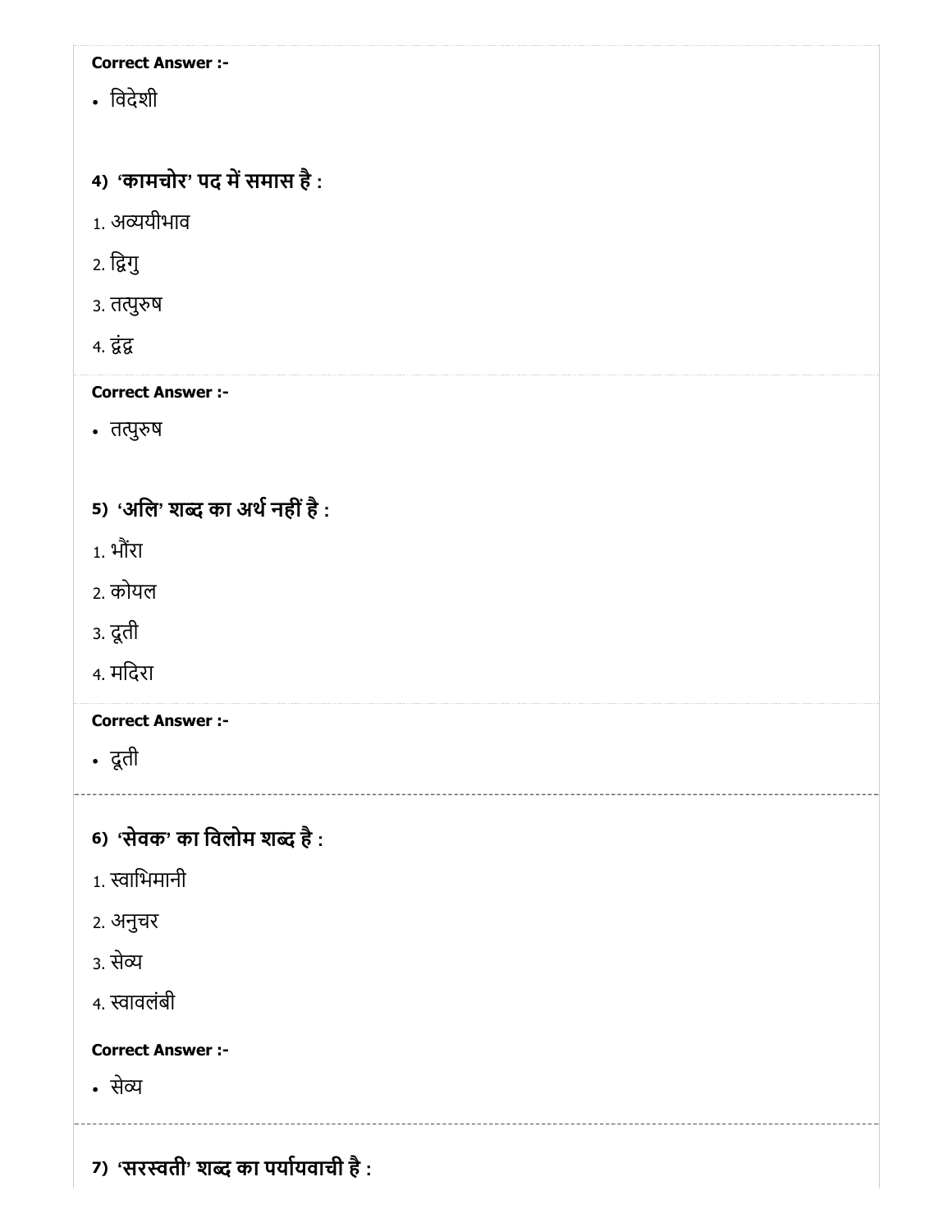**Correct Answer :-**

- विदेशी

**4) 'कामचोर' पद में समास है :**

1. अव्ययीभाव
2. द्विगु
3. तत्पुरुष
4. द्वंद्व

**Correct Answer :-**

- तत्पुरुष

**5) 'अलि' शब्द का अर्थ नहीं है :**

1. भौंरा
2. कोयल
3. दूती
4. मदिरा

**Correct Answer :-**

- दूती

---

**6) 'सेवक' का विलोम शब्द है :**

1. स्वाभिमानी
2. अनुचर
3. सेव्य
4. स्वावलंबी

**Correct Answer :-**

- सेव्य

---

**7) 'सरस्वती' शब्द का पर्यायवाची है :**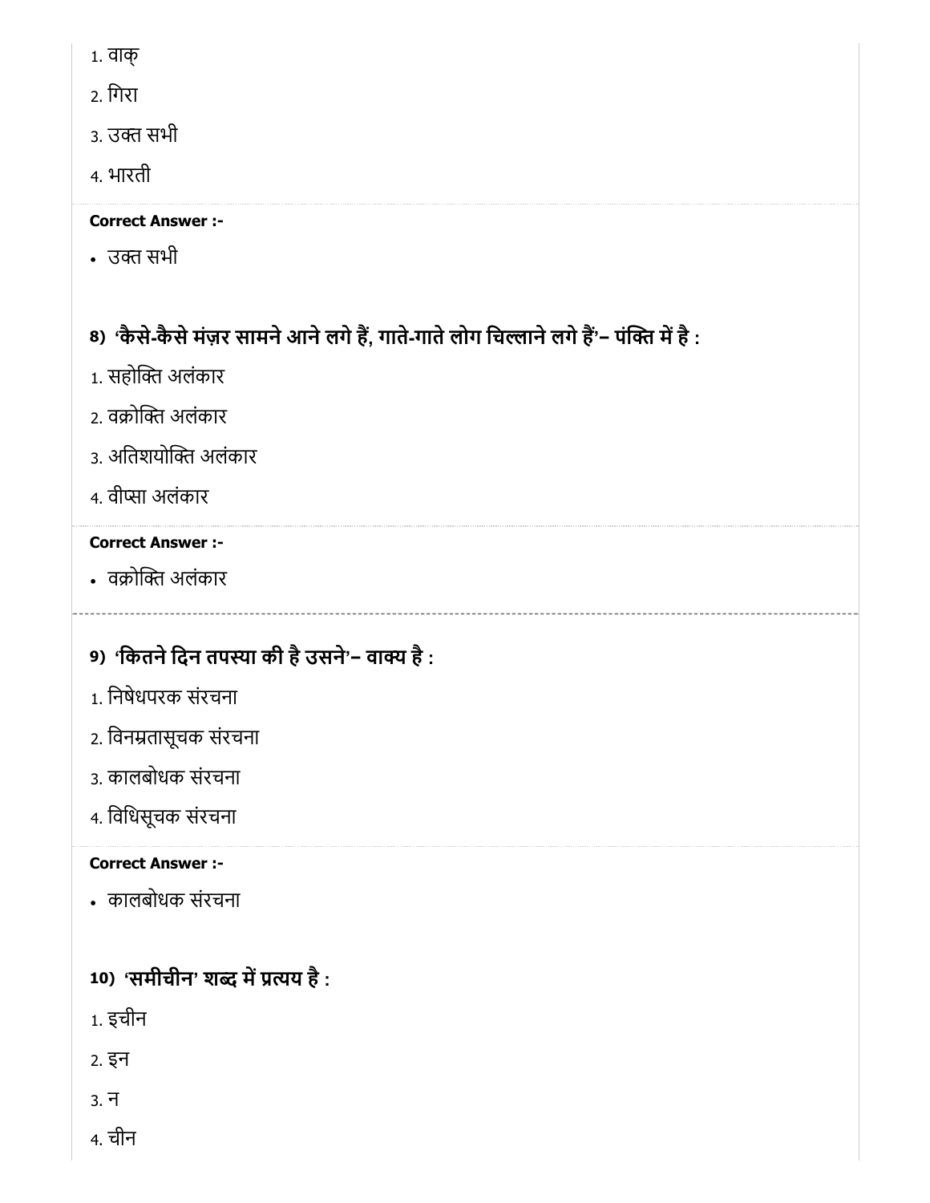1. वाक्
2. गिरा
3. उक्त सभी
4. भारती

**Correct Answer :-**

- उक्त सभी

**8) 'कैसे-कैसे मंज़र सामने आने लगे हैं, गाते-गाते लोग चिल्लाने लगे हैं'– पंक्ति में है :**

1. सहोक्ति अलंकार
2. वक्रोक्ति अलंकार
3. अतिशयोक्ति अलंकार
4. वीप्सा अलंकार

**Correct Answer :-**

- वक्रोक्ति अलंकार

---

**9) 'कितने दिन तपस्या की है उसने'– वाक्य है :**

1. निषेधपरक संरचना
2. विनम्रतासूचक संरचना
3. कालबोधक संरचना
4. विधिसूचक संरचना

**Correct Answer :-**

- कालबोधक संरचना

**10) 'समीचीन' शब्द में प्रत्यय है :**

1. इचीन
2. इन
3. न
4. चीन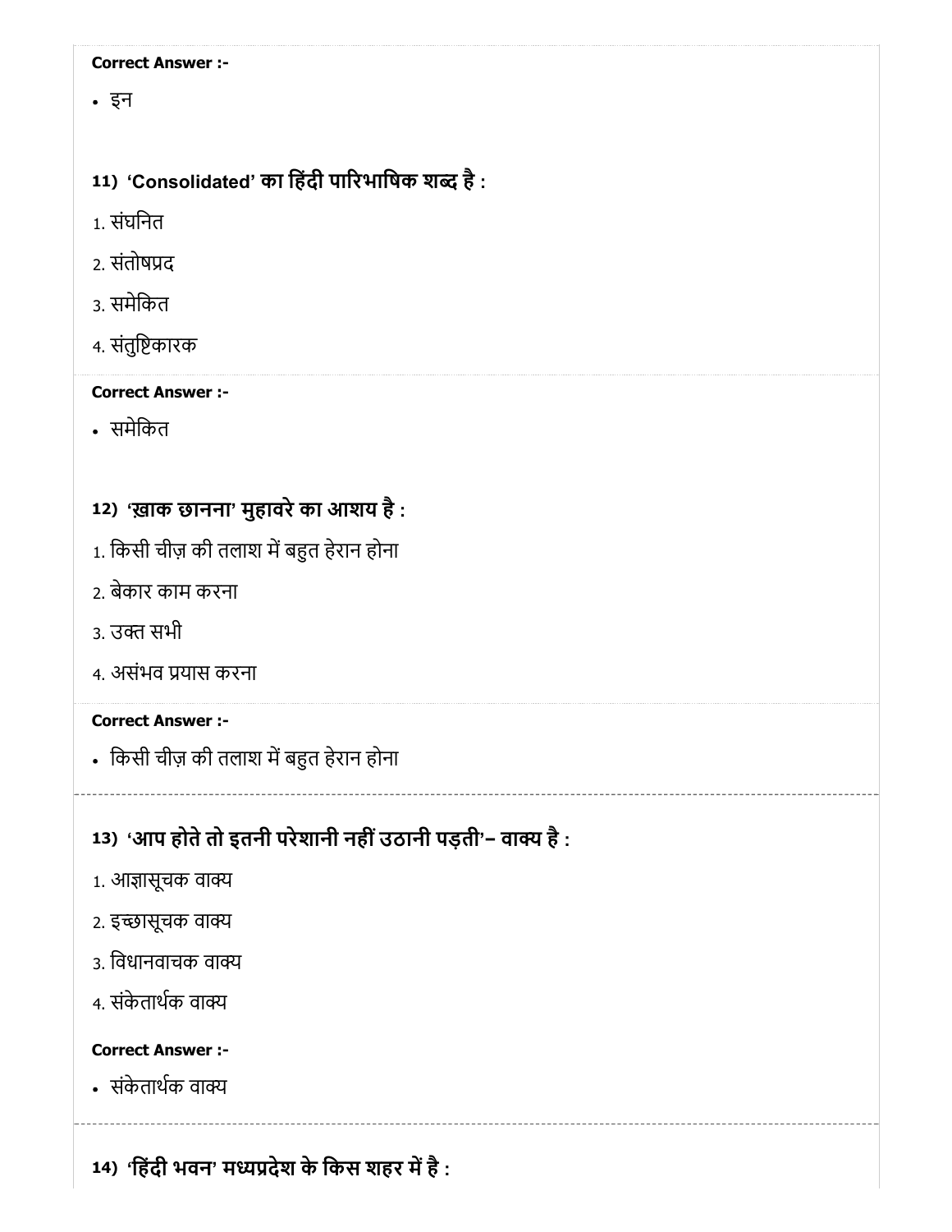**Correct Answer :-**

- इन

**11) 'Consolidated' का हिंदी पारिभाषिक शब्द है :**

1. संघनित
2. संतोषप्रद
3. समेकित
4. संतुष्टिकारक

**Correct Answer :-**

- समेकित

**12) 'ख़ाक छानना' मुहावरे का आशय है :**

1. किसी चीज़ की तलाश में बहुत हेरान होना
2. बेकार काम करना
3. उक्त सभी
4. असंभव प्रयास करना

**Correct Answer :-**

- किसी चीज़ की तलाश में बहुत हेरान होना

**13) 'आप होते तो इतनी परेशानी नहीं उठानी पड़ती'– वाक्य है :**

1. आज्ञासूचक वाक्य
2. इच्छासूचक वाक्य
3. विधानवाचक वाक्य
4. संकेतार्थक वाक्य

**Correct Answer :-**

- संकेतार्थक वाक्य

**14) 'हिंदी भवन' मध्यप्रदेश के किस शहर में है :**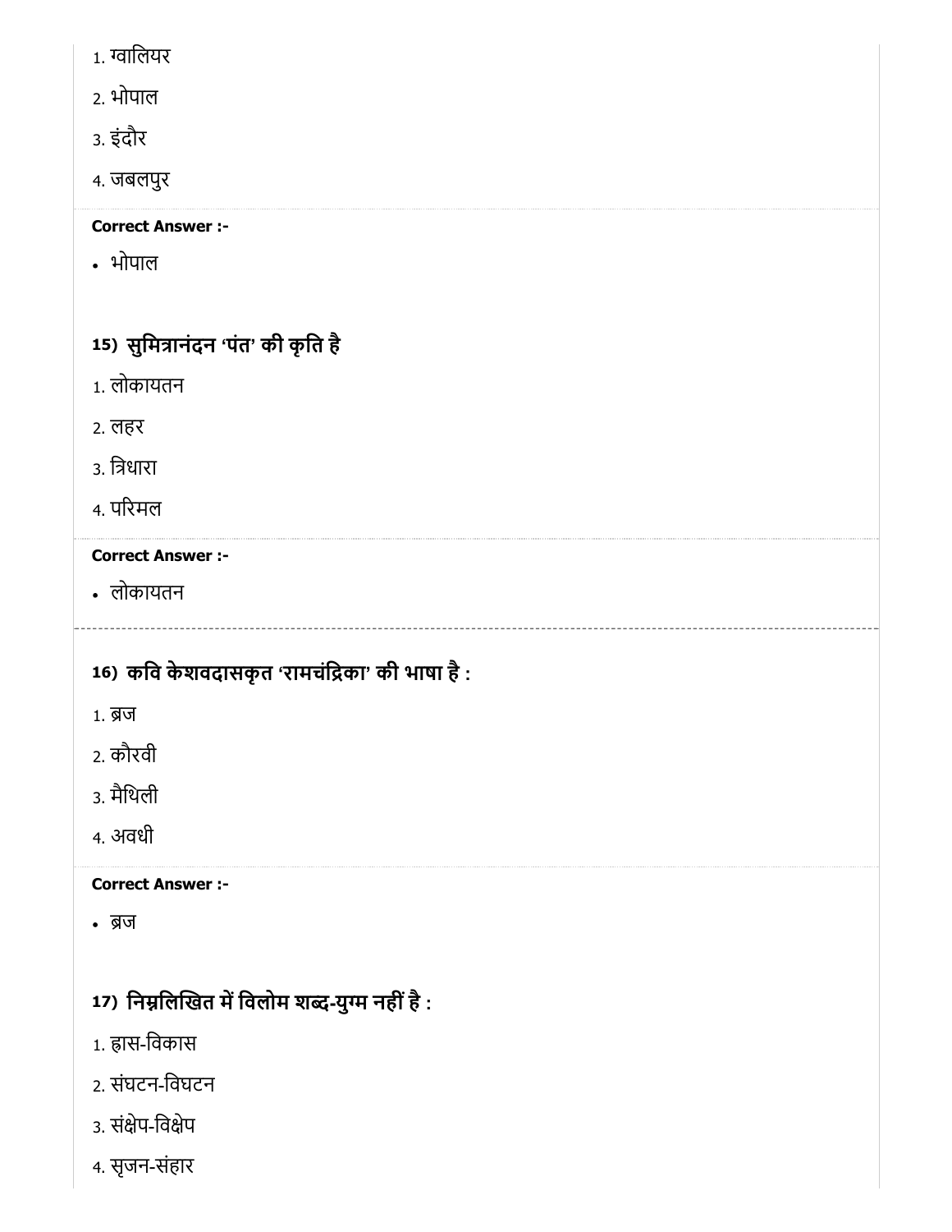1. ग्वालियर
2. भोपाल
3. इंदौर
4. जबलपुर

**Correct Answer :-**

- भोपाल

### 15) सुमित्रानंदन 'पंत' की कृति है

1. लोकायतन
2. लहर
3. त्रिधारा
4. परिमल

**Correct Answer :-**

- लोकायतन

---

### 16) कवि केशवदासकृत 'रामचंद्रिका' की भाषा है :

1. ब्रज
2. कौरवी
3. मैथिली
4. अवधी

**Correct Answer :-**

- ब्रज

### 17) निम्नलिखित में विलोम शब्द-युग्म नहीं है :

1. ह्रास-विकास
2. संघटन-विघटन
3. संक्षेप-विक्षेप
4. सृजन-संहार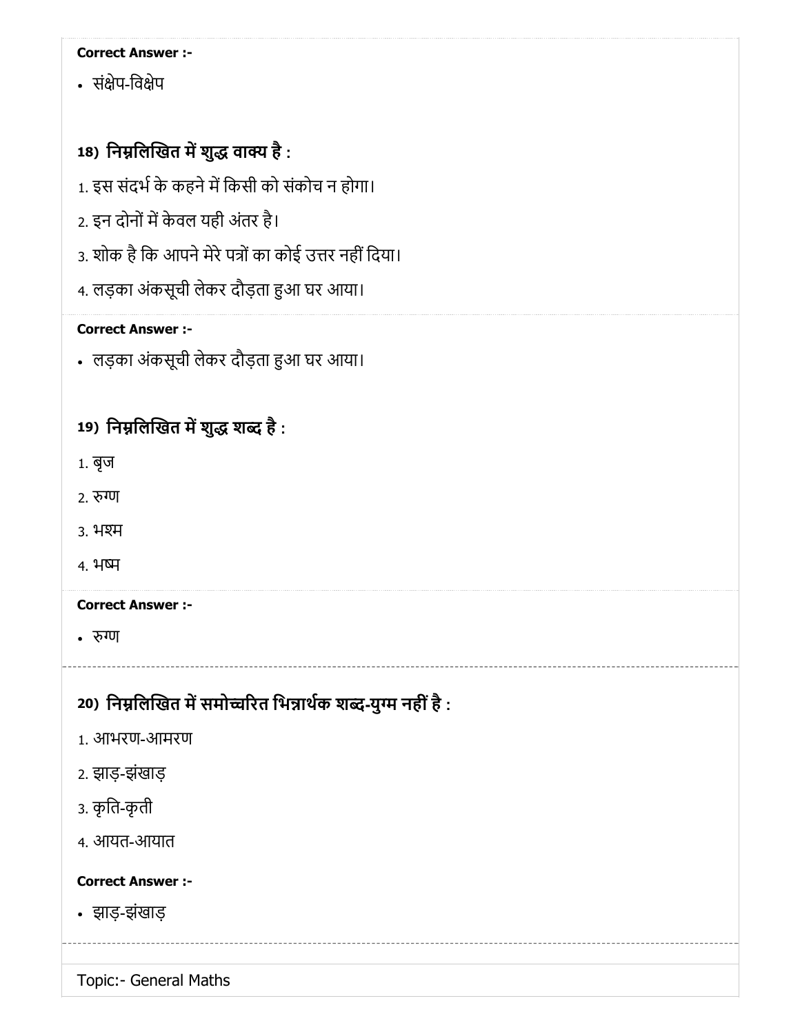**Correct Answer :-**

- संक्षेप-विक्षेप

### 18) निम्नलिखित में शुद्ध वाक्य है :

1. इस संदर्भ के कहने में किसी को संकोच न होगा।
2. इन दोनों में केवल यही अंतर है।
3. शोक है कि आपने मेरे पत्रों का कोई उत्तर नहीं दिया।
4. लड़का अंकसूची लेकर दौड़ता हुआ घर आया।

**Correct Answer :-**

- लड़का अंकसूची लेकर दौड़ता हुआ घर आया।

### 19) निम्नलिखित में शुद्ध शब्द है :

1. बृज
2. रुग्ण
3. भश्म
4. भष्म

**Correct Answer :-**

- रुग्ण

### 20) निम्नलिखित में समोच्चरित भिन्नार्थक शब्द-युग्म नहीं है :

1. आभरण-आमरण
2. झाड़-झंखाड़
3. कृति-कृती
4. आयत-आयात

**Correct Answer :-**

- झाड़-झंखाड़

Topic:- General Maths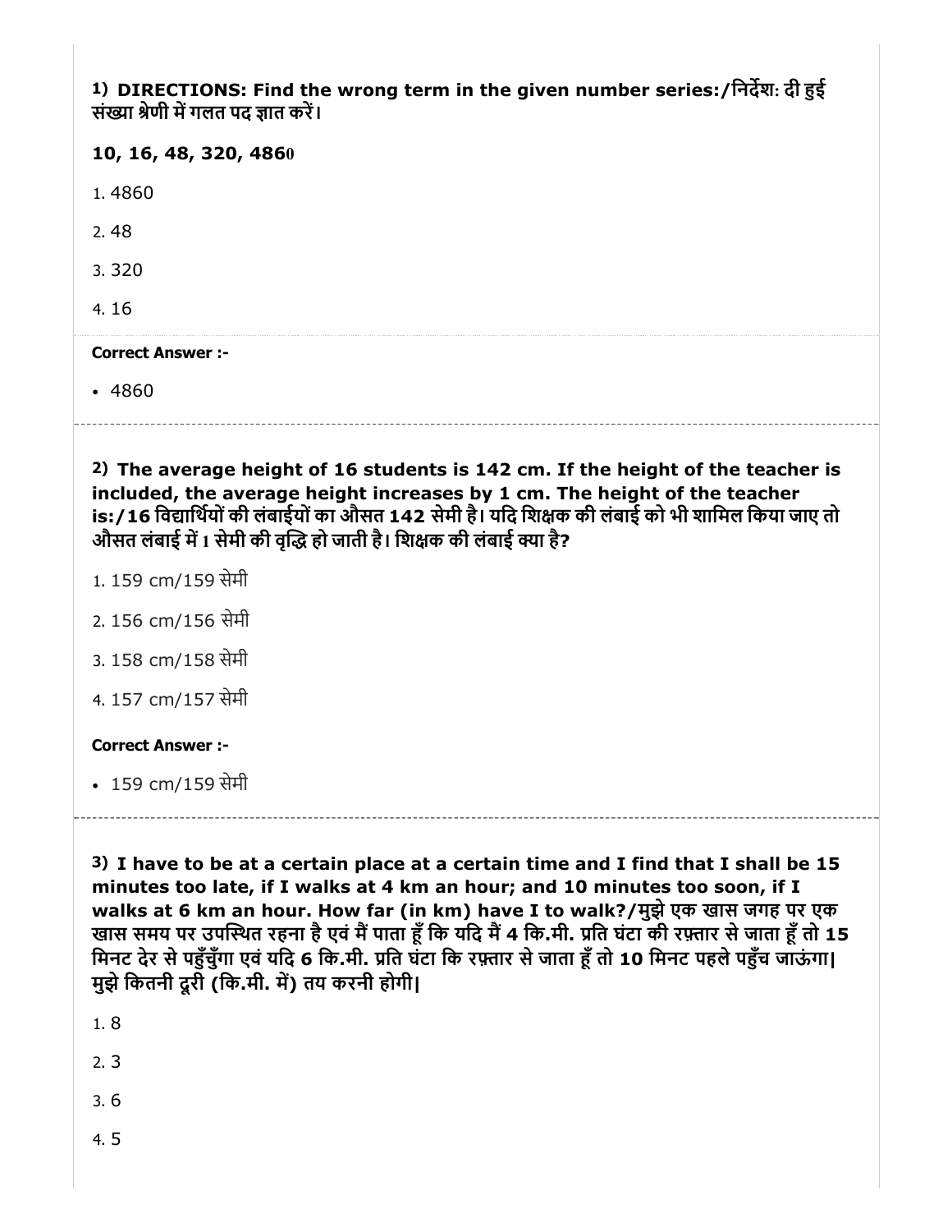1) **DIRECTIONS: Find the wrong term in the given number series:/निर्देश: दी हुई संख्या श्रेणी में गलत पद ज्ञात करें।**

**10, 16, 48, 320, 4860**

1. 4860
2. 48
3. 320
4. 16

**Correct Answer :-**

- 4860

---

2) **The average height of 16 students is 142 cm. If the height of the teacher is included, the average height increases by 1 cm. The height of the teacher is:/16 विद्यार्थियों की लंबाईयों का औसत 142 सेमी है। यदि शिक्षक की लंबाई को भी शामिल किया जाए तो औसत लंबाई में 1 सेमी की वृद्धि हो जाती है। शिक्षक की लंबाई क्या है?**

1. 159 cm/159 सेमी
2. 156 cm/156 सेमी
3. 158 cm/158 सेमी
4. 157 cm/157 सेमी

**Correct Answer :-**

- 159 cm/159 सेमी

---

3) **I have to be at a certain place at a certain time and I find that I shall be 15 minutes too late, if I walks at 4 km an hour; and 10 minutes too soon, if I walks at 6 km an hour. How far (in km) have I to walk?/मुझे एक खास जगह पर एक खास समय पर उपस्थित रहना है एवं मैं पाता हूँ कि यदि मैं 4 कि.मी. प्रति घंटा की रफ़्तार से जाता हूँ तो 15 मिनट देर से पहुँचुँगा एवं यदि 6 कि.मी. प्रति घंटा कि रफ़्तार से जाता हूँ तो 10 मिनट पहले पहुँच जाऊंगा| मुझे कितनी दूरी (कि.मी. में) तय करनी होगी|**

1. 8
2. 3
3. 6
4. 5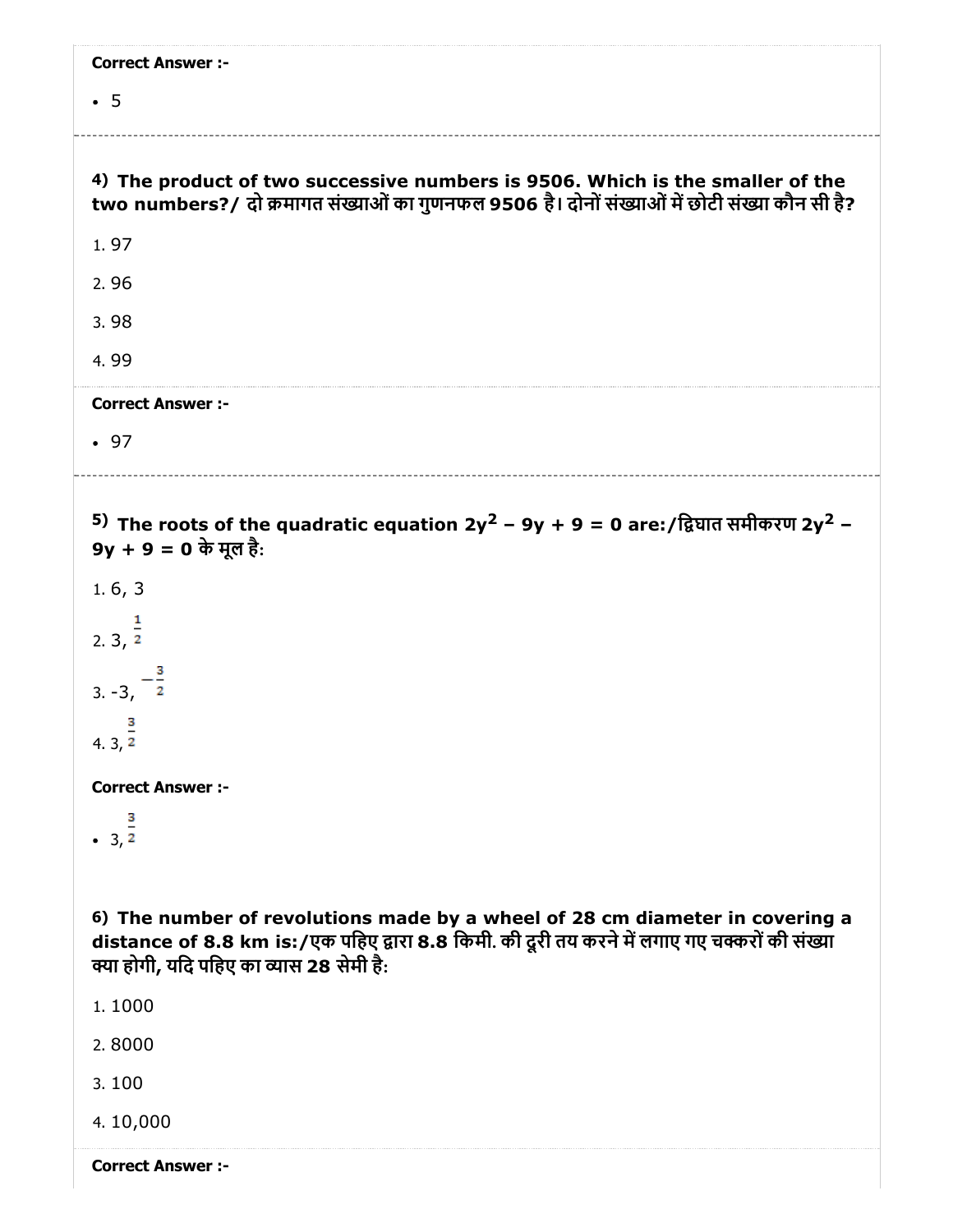**Correct Answer :-**

- 5

**4) The product of two successive numbers is 9506. Which is the smaller of the two numbers?/ दो क्रमागत संख्याओं का गुणनफल 9506 है। दोनों संख्याओं में छोटी संख्या कौन सी है?**

1. 97
2. 96
3. 98
4. 99

**Correct Answer :-**

- 97

**5) The roots of the quadratic equation $2y^2 - 9y + 9 = 0$ are:/द्विघात समीकरण $2y^2 - 9y + 9 = 0$ के मूल है:**

1. 6, 3
2. 3, $\frac{1}{2}$
3. -3, $-\frac{3}{2}$
4. 3, $\frac{3}{2}$

**Correct Answer :-**

- 3, $\frac{3}{2}$

**6) The number of revolutions made by a wheel of 28 cm diameter in covering a distance of 8.8 km is:/एक पहिए द्वारा 8.8 किमी. की दूरी तय करने में लगाए गए चक्करों की संख्या क्या होगी, यदि पहिए का व्यास 28 सेमी है:**

1. 1000
2. 8000
3. 100
4. 10,000

**Correct Answer :-**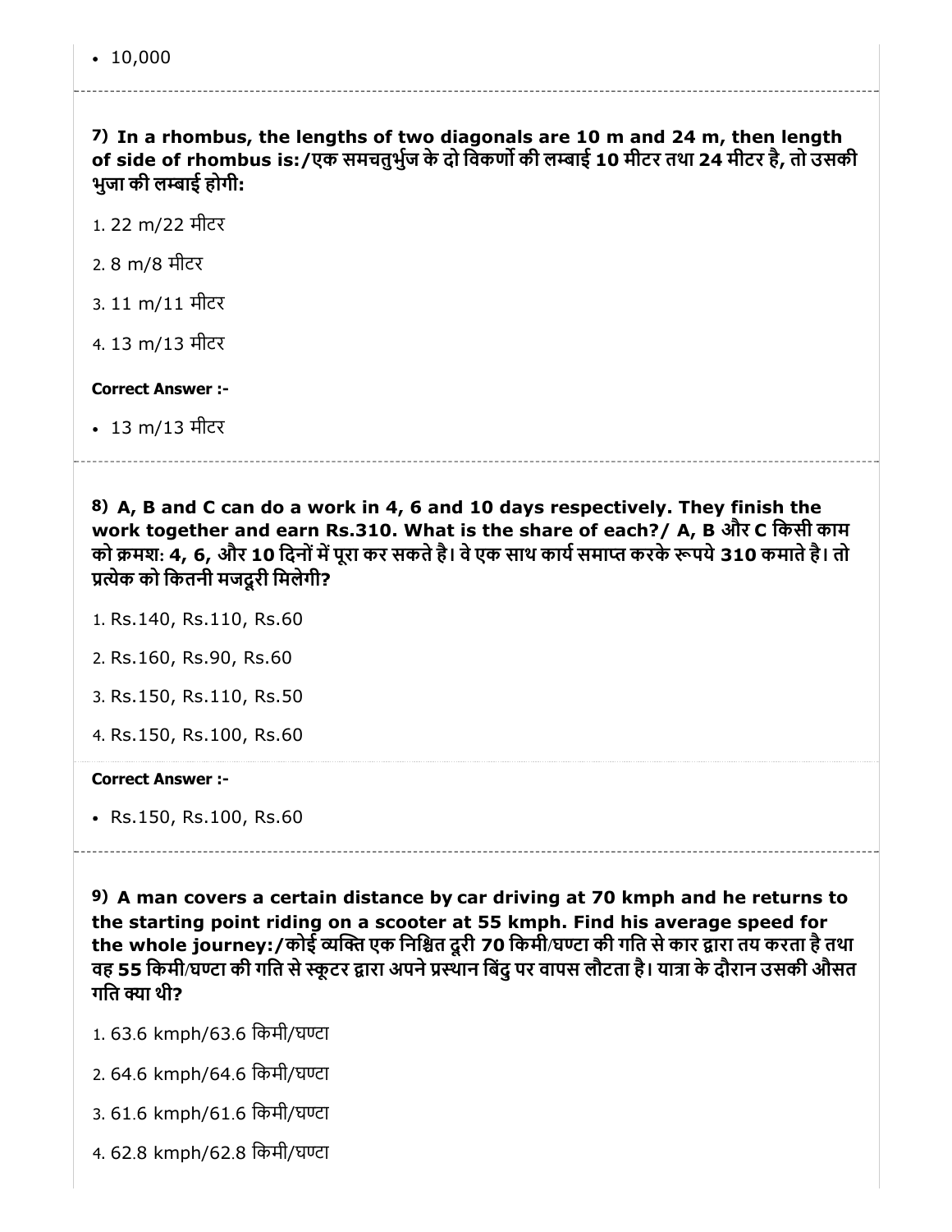- 10,000

**7) In a rhombus, the lengths of two diagonals are 10 m and 24 m, then length of side of rhombus is:/एक समचतुर्भुज के दो विकर्णों की लम्बाई 10 मीटर तथा 24 मीटर है, तो उसकी भुजा की लम्बाई होगी:**

1. 22 m/22 मीटर
2. 8 m/8 मीटर
3. 11 m/11 मीटर
4. 13 m/13 मीटर

**Correct Answer :-**

- 13 m/13 मीटर

**8) A, B and C can do a work in 4, 6 and 10 days respectively. They finish the work together and earn Rs.310. What is the share of each?/ A, B और C किसी काम को क्रमश: 4, 6, और 10 दिनों में पूरा कर सकते है। वे एक साथ कार्य समाप्त करके रूपये 310 कमाते है। तो प्रत्येक को कितनी मजदूरी मिलेगी?**

1. Rs.140, Rs.110, Rs.60
2. Rs.160, Rs.90, Rs.60
3. Rs.150, Rs.110, Rs.50
4. Rs.150, Rs.100, Rs.60

**Correct Answer :-**

- Rs.150, Rs.100, Rs.60

**9) A man covers a certain distance by car driving at 70 kmph and he returns to the starting point riding on a scooter at 55 kmph. Find his average speed for the whole journey:/कोई व्यक्ति एक निश्चित दूरी 70 किमी/घण्टा की गति से कार द्वारा तय करता है तथा वह 55 किमी/घण्टा की गति से स्कूटर द्वारा अपने प्रस्थान बिंदु पर वापस लौटता है। यात्रा के दौरान उसकी औसत गति क्या थी?**

1. 63.6 kmph/63.6 किमी/घण्टा
2. 64.6 kmph/64.6 किमी/घण्टा
3. 61.6 kmph/61.6 किमी/घण्टा
4. 62.8 kmph/62.8 किमी/घण्टा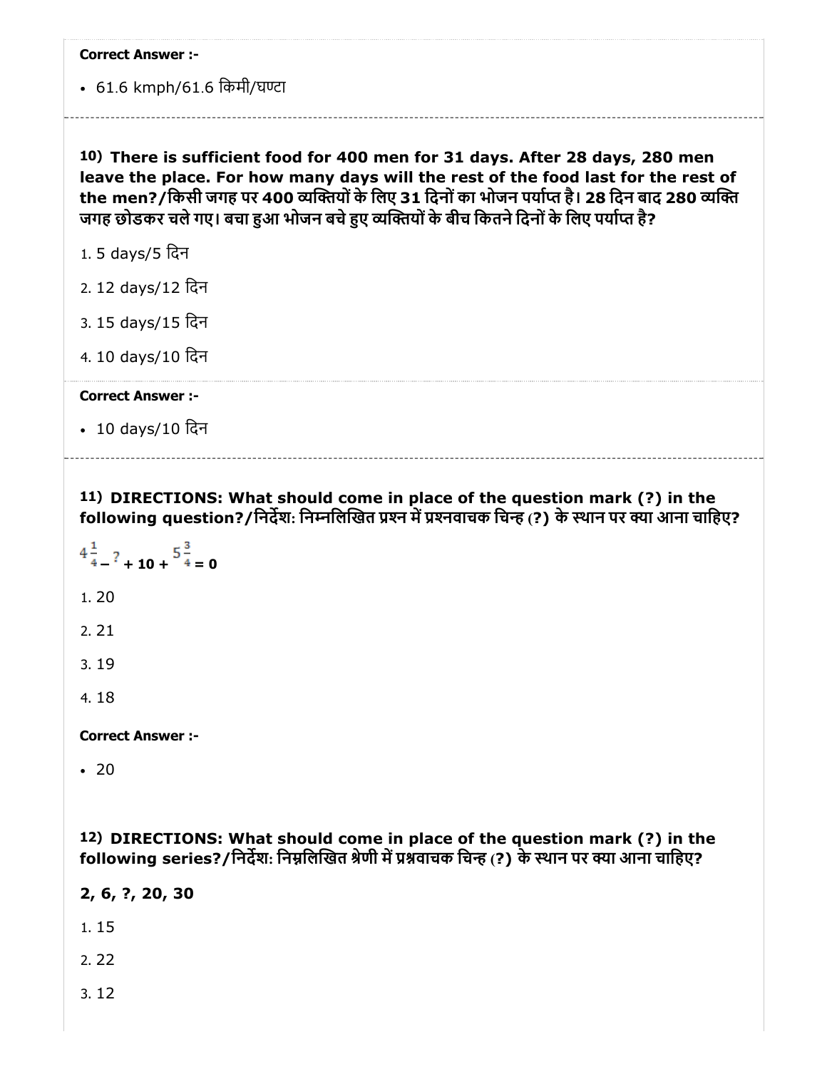**Correct Answer :-**

- 61.6 kmph/61.6 किमी/घण्टा

---

**10) There is sufficient food for 400 men for 31 days. After 28 days, 280 men leave the place. For how many days will the rest of the food last for the rest of the men?/किसी जगह पर 400 व्यक्तियों के लिए 31 दिनों का भोजन पर्याप्त है। 28 दिन बाद 280 व्यक्ति जगह छोडकर चले गए। बचा हुआ भोजन बचे हुए व्यक्तियों के बीच कितने दिनों के लिए पर्याप्त है?**

1. 5 days/5 दिन
2. 12 days/12 दिन
3. 15 days/15 दिन
4. 10 days/10 दिन

**Correct Answer :-**

- 10 days/10 दिन

---

**11) DIRECTIONS: What should come in place of the question mark (?) in the following question?/निर्देश: निम्नलिखित प्रश्न में प्रश्नवाचक चिन्ह (?) के स्थान पर क्या आना चाहिए?**

$4\frac{1}{4} - ? + 10 + 5\frac{3}{4} = 0$

1. 20
2. 21
3. 19
4. 18

**Correct Answer :-**

- 20

**12) DIRECTIONS: What should come in place of the question mark (?) in the following series?/निर्देश: निम्नलिखित श्रेणी में प्रश्नवाचक चिन्ह (?) के स्थान पर क्या आना चाहिए?**

**2, 6, ?, 20, 30**

1. 15
2. 22
3. 12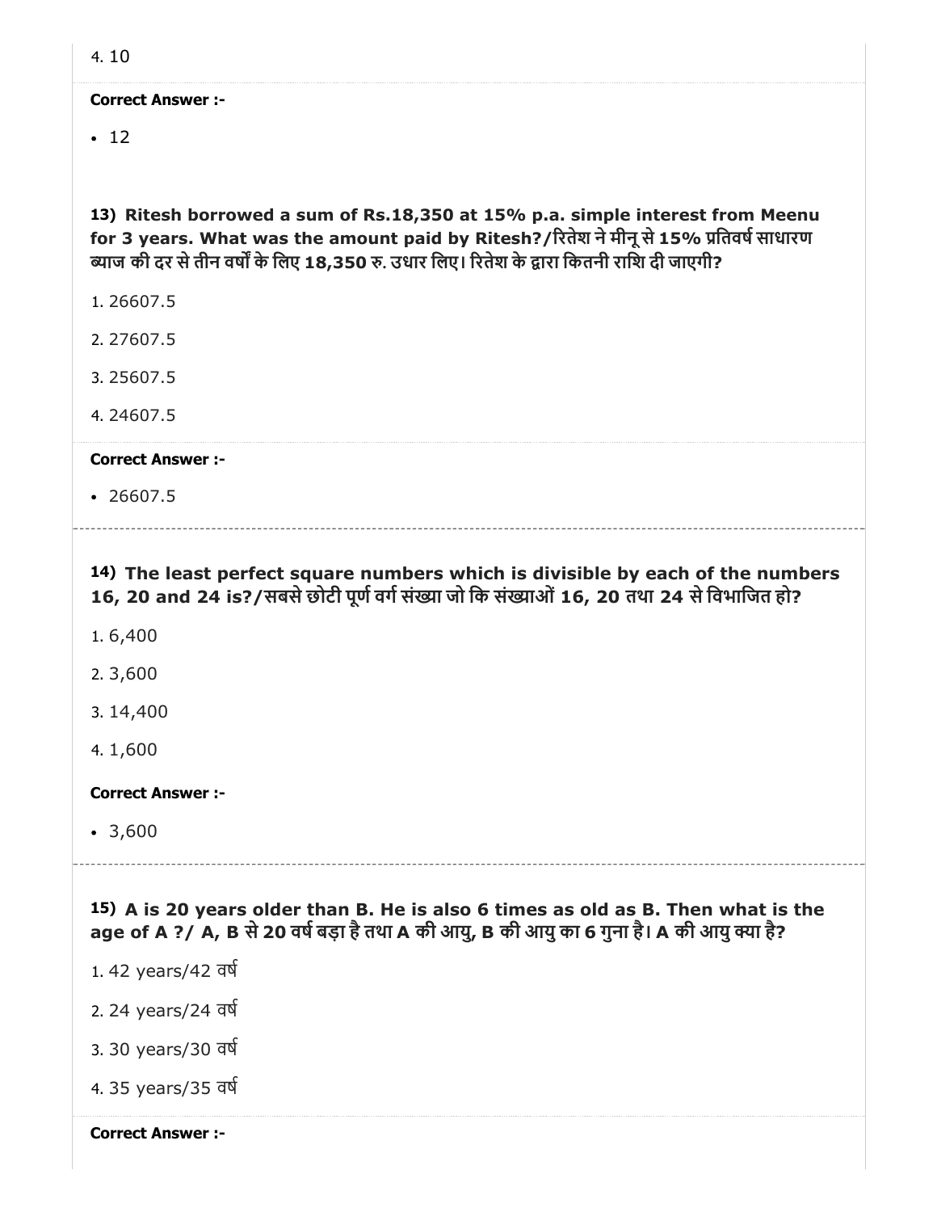4. 10

**Correct Answer :-**

- 12

**13) Ritesh borrowed a sum of Rs.18,350 at 15% p.a. simple interest from Meenu for 3 years. What was the amount paid by Ritesh?/रितेश ने मीनू से 15% प्रतिवर्ष साधारण ब्याज की दर से तीन वर्षों के लिए 18,350 रु. उधार लिए। रितेश के द्वारा कितनी राशि दी जाएगी?**

1. 26607.5
2. 27607.5
3. 25607.5
4. 24607.5

**Correct Answer :-**

- 26607.5

**14) The least perfect square numbers which is divisible by each of the numbers 16, 20 and 24 is?/सबसे छोटी पूर्ण वर्ग संख्या जो कि संख्याओं 16, 20 तथा 24 से विभाजित हो?**

1. 6,400
2. 3,600
3. 14,400
4. 1,600

**Correct Answer :-**

- 3,600

**15) A is 20 years older than B. He is also 6 times as old as B. Then what is the age of A ?/ A, B से 20 वर्ष बड़ा है तथा A की आयु, B की आयु का 6 गुना है। A की आयु क्या है?**

1. 42 years/42 वर्ष
2. 24 years/24 वर्ष
3. 30 years/30 वर्ष
4. 35 years/35 वर्ष

**Correct Answer :-**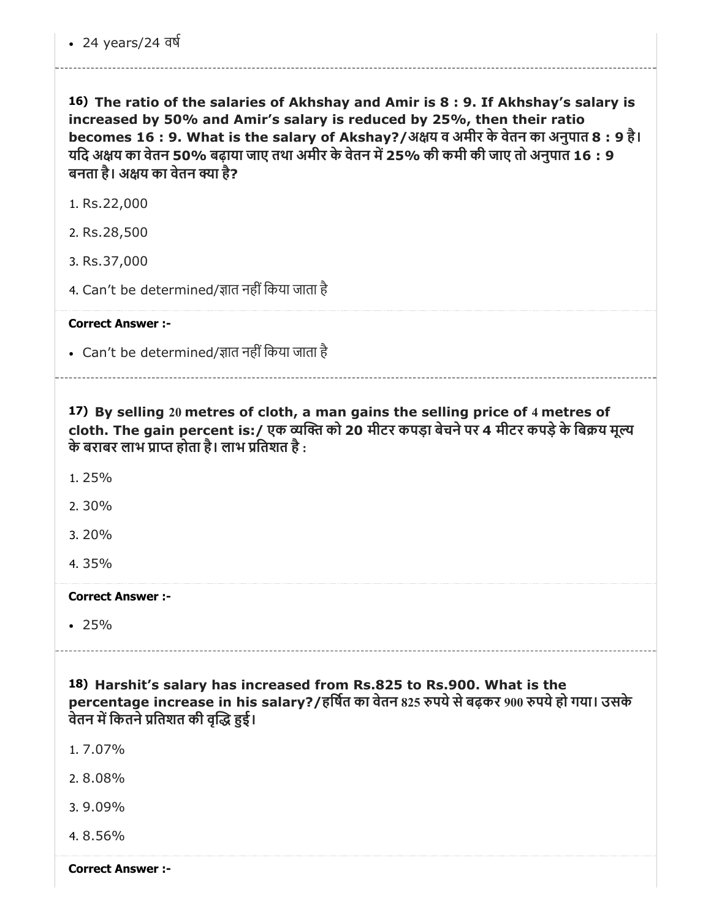- 24 years/24 वर्ष

**16) The ratio of the salaries of Akhshay and Amir is 8 : 9. If Akhshay's salary is increased by 50% and Amir's salary is reduced by 25%, then their ratio becomes 16 : 9. What is the salary of Akshay?/अक्षय व अमीर के वेतन का अनुपात 8 : 9 है। यदि अक्षय का वेतन 50% बढ़ाया जाए तथा अमीर के वेतन में 25% की कमी की जाए तो अनुपात 16 : 9 बनता है। अक्षय का वेतन क्या है?**

1. Rs.22,000
2. Rs.28,500
3. Rs.37,000
4. Can't be determined/ज्ञात नहीं किया जाता है

**Correct Answer :-**

- Can't be determined/ज्ञात नहीं किया जाता है

**17) By selling 20 metres of cloth, a man gains the selling price of 4 metres of cloth. The gain percent is:/ एक व्यक्ति को 20 मीटर कपड़ा बेचने पर 4 मीटर कपड़े के बिक्रय मूल्य के बराबर लाभ प्राप्त होता है। लाभ प्रतिशत है :**

1. 25%
2. 30%
3. 20%
4. 35%

**Correct Answer :-**

- 25%

**18) Harshit's salary has increased from Rs.825 to Rs.900. What is the percentage increase in his salary?/हर्षित का वेतन 825 रुपये से बढ़कर 900 रुपये हो गया। उसके वेतन में कितने प्रतिशत की वृद्धि हुई।**

1. 7.07%
2. 8.08%
3. 9.09%
4. 8.56%

**Correct Answer :-**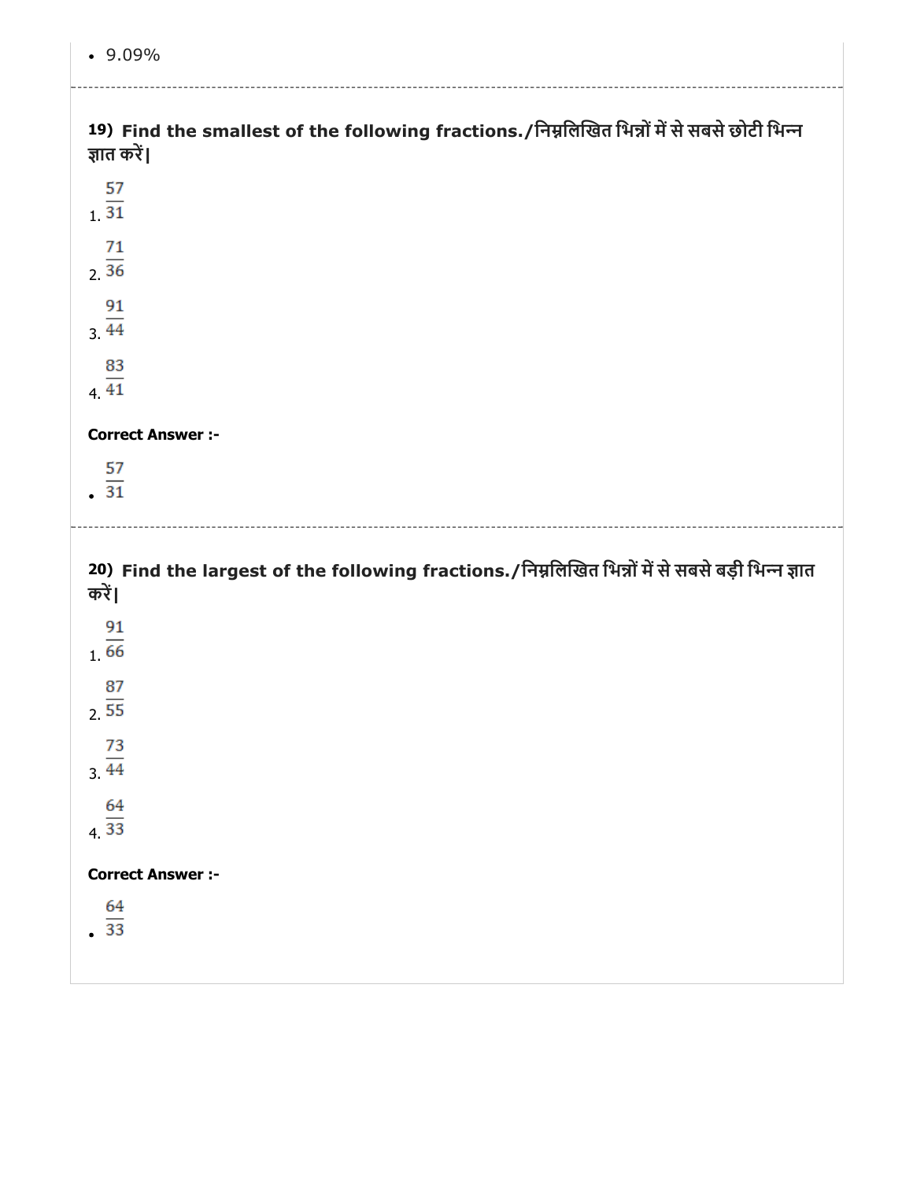- 9.09%

**19) Find the smallest of the following fractions./निम्नलिखित भिन्नों में से सबसे छोटी भिन्न ज्ञात करें|**

1. $\frac{57}{31}$
2. $\frac{71}{36}$
3. $\frac{91}{44}$
4. $\frac{83}{41}$

**Correct Answer :-**

- $\frac{57}{31}$

**20) Find the largest of the following fractions./निम्नलिखित भिन्नों में से सबसे बड़ी भिन्न ज्ञात करें|**

1. $\frac{91}{66}$
2. $\frac{87}{55}$
3. $\frac{73}{44}$
4. $\frac{64}{33}$

**Correct Answer :-**

- $\frac{64}{33}$